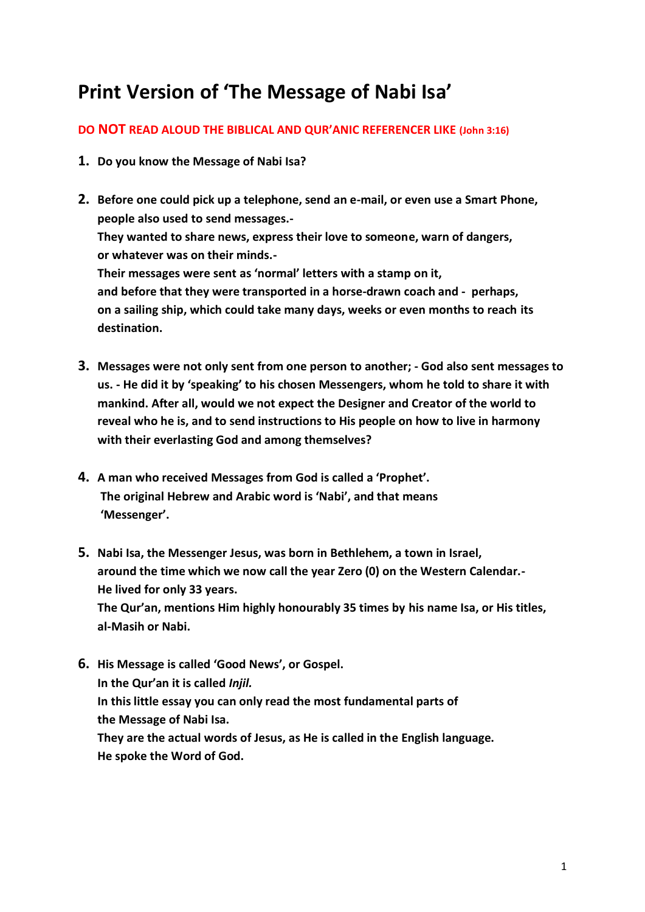# Print Version of 'The Message of Nabi Isa'

**DO NOT READ ALOUD THE BIBLICAL AND QUR'ANIC REFERENCER LIKE (John 3:16)**

1. **Do you know the Message of Nabi Isa?**

2. **Before one could pick up a telephone, send an e-mail, or even use a Smart Phone, people also used to send messages.-**
   **They wanted to share news, express their love to someone, warn of dangers, or whatever was on their minds.-**
   **Their messages were sent as 'normal' letters with a stamp on it, and before that they were transported in a horse-drawn coach and - perhaps, on a sailing ship, which could take many days, weeks or even months to reach its destination.**

3. **Messages were not only sent from one person to another; - God also sent messages to us. - He did it by 'speaking' to his chosen Messengers, whom he told to share it with mankind. After all, would we not expect the Designer and Creator of the world to reveal who he is, and to send instructions to His people on how to live in harmony with their everlasting God and among themselves?**

4. **A man who received Messages from God is called a 'Prophet'.**
   **The original Hebrew and Arabic word is 'Nabi', and that means 'Messenger'.**

5. **Nabi Isa, the Messenger Jesus, was born in Bethlehem, a town in Israel, around the time which we now call the year Zero (0) on the Western Calendar.-**
   **He lived for only 33 years.**
   **The Qur'an, mentions Him highly honourably 35 times by his name Isa, or His titles, al-Masih or Nabi.**

6. **His Message is called 'Good News', or Gospel.**
   **In the Qur'an it is called *Injil.***
   **In this little essay you can only read the most fundamental parts of the Message of Nabi Isa.**
   **They are the actual words of Jesus, as He is called in the English language.**
   **He spoke the Word of God.**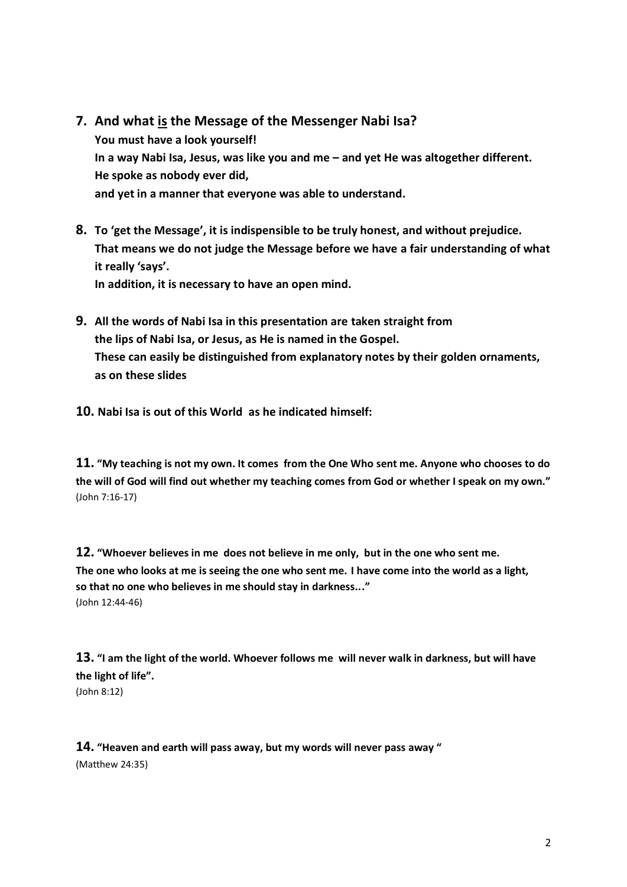**7.** **And what <u>is</u> the Message of the Messenger Nabi Isa?**
**You must have a look yourself!**
**In a way Nabi Isa, Jesus, was like you and me – and yet He was altogether different.**
**He spoke as nobody ever did,**
**and yet in a manner that everyone was able to understand.**

**8.** **To 'get the Message', it is indispensible to be truly honest, and without prejudice.**
**That means we do not judge the Message before we have a fair understanding of what it really 'says'.**
**In addition, it is necessary to have an open mind.**

**9.** **All the words of Nabi Isa in this presentation are taken straight from the lips of Nabi Isa, or Jesus, as He is named in the Gospel.**
**These can easily be distinguished from explanatory notes by their golden ornaments, as on these slides**

**10.** **Nabi Isa is out of this World as he indicated himself:**

**11.** **"My teaching is not my own. It comes from the One Who sent me. Anyone who chooses to do the will of God will find out whether my teaching comes from God or whether I speak on my own."**
(John 7:16-17)

**12.** **"Whoever believes in me does not believe in me only, but in the one who sent me.**
**The one who looks at me is seeing the one who sent me. I have come into the world as a light, so that no one who believes in me should stay in darkness..."**
(John 12:44-46)

**13.** **"I am the light of the world. Whoever follows me will never walk in darkness, but will have the light of life".**
(John 8:12)

**14.** **"Heaven and earth will pass away, but my words will never pass away "**
(Matthew 24:35)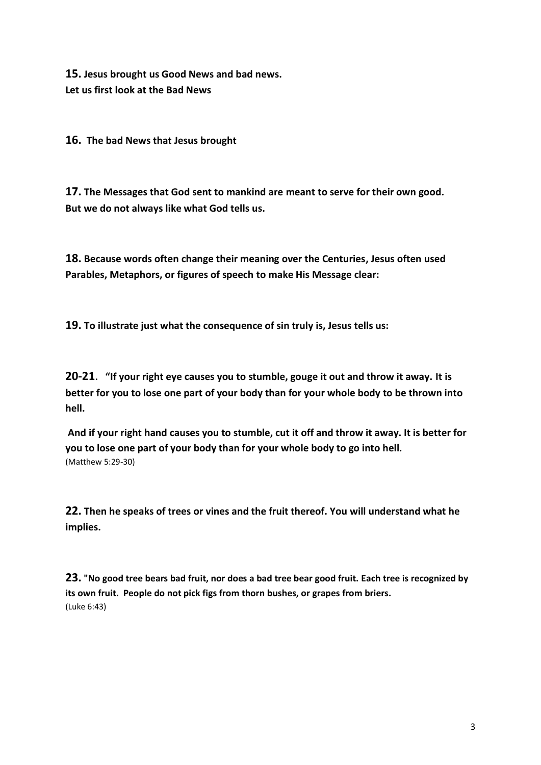**15.** **Jesus brought us Good News and bad news.**
**Let us first look at the Bad News**

**16.** **The bad News that Jesus brought**

**17.** **The Messages that God sent to mankind are meant to serve for their own good.**
**But we do not always like what God tells us.**

**18.** **Because words often change their meaning over the Centuries, Jesus often used Parables, Metaphors, or figures of speech to make His Message clear:**

**19.** **To illustrate just what the consequence of sin truly is, Jesus tells us:**

**20-21**. **"If your right eye causes you to stumble, gouge it out and throw it away. It is better for you to lose one part of your body than for your whole body to be thrown into hell.**

**And if your right hand causes you to stumble, cut it off and throw it away. It is better for you to lose one part of your body than for your whole body to go into hell.**
(Matthew 5:29-30)

**22.** **Then he speaks of trees or vines and the fruit thereof. You will understand what he implies.**

**23.** **"No good tree bears bad fruit, nor does a bad tree bear good fruit. Each tree is recognized by its own fruit. People do not pick figs from thorn bushes, or grapes from briers.**
(Luke 6:43)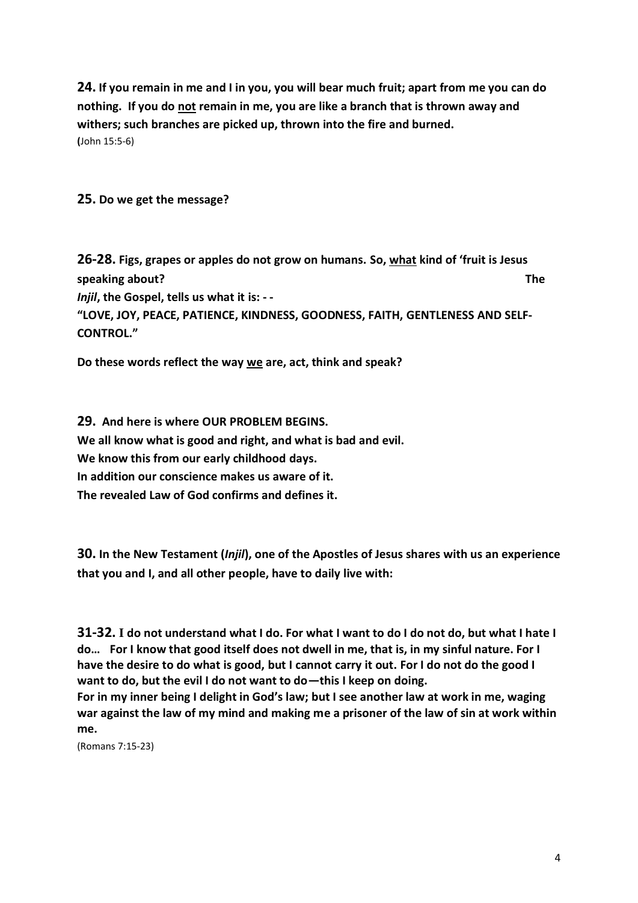**24. If you remain in me and I in you, you will bear much fruit; apart from me you can do nothing. If you do not remain in me, you are like a branch that is thrown away and withers; such branches are picked up, thrown into the fire and burned.**
(John 15:5-6)

**25. Do we get the message?**

**26-28. Figs, grapes or apples do not grow on humans. So, what kind of 'fruit is Jesus speaking about? The *Injil*, the Gospel, tells us what it is: - -**
**"LOVE, JOY, PEACE, PATIENCE, KINDNESS, GOODNESS, FAITH, GENTLENESS AND SELF-CONTROL."**

**Do these words reflect the way we are, act, think and speak?**

**29. And here is where OUR PROBLEM BEGINS.**
**We all know what is good and right, and what is bad and evil.**
**We know this from our early childhood days.**
**In addition our conscience makes us aware of it.**
**The revealed Law of God confirms and defines it.**

**30. In the New Testament (*Injil*), one of the Apostles of Jesus shares with us an experience that you and I, and all other people, have to daily live with:**

**31-32. I do not understand what I do. For what I want to do I do not do, but what I hate I do… For I know that good itself does not dwell in me, that is, in my sinful nature. For I have the desire to do what is good, but I cannot carry it out. For I do not do the good I want to do, but the evil I do not want to do—this I keep on doing.**
**For in my inner being I delight in God's law; but I see another law at work in me, waging war against the law of my mind and making me a prisoner of the law of sin at work within me.**
(Romans 7:15-23)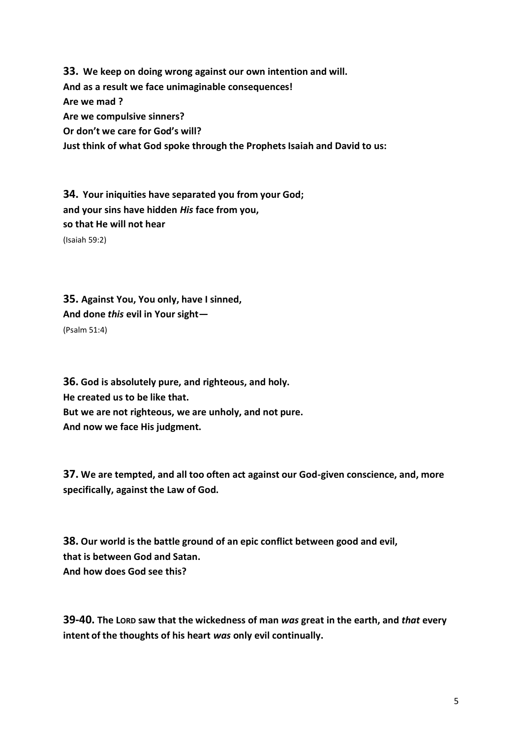**33. We keep on doing wrong against our own intention and will.**
**And as a result we face unimaginable consequences!**
**Are we mad ?**
**Are we compulsive sinners?**
**Or don't we care for God's will?**
**Just think of what God spoke through the Prophets Isaiah and David to us:**

**34. Your iniquities have separated you from your God;**
**and your sins have hidden *His* face from you,**
**so that He will not hear**
(Isaiah 59:2)

**35. Against You, You only, have I sinned,**
**And done *this* evil in Your sight—**
(Psalm 51:4)

**36. God is absolutely pure, and righteous, and holy.**
**He created us to be like that.**
**But we are not righteous, we are unholy, and not pure.**
**And now we face His judgment.**

**37. We are tempted, and all too often act against our God-given conscience, and, more specifically, against the Law of God.**

**38. Our world is the battle ground of an epic conflict between good and evil,**
**that is between God and Satan.**
**And how does God see this?**

**39-40. The LORD saw that the wickedness of man *was* great in the earth, and *that* every intent of the thoughts of his heart *was* only evil continually.**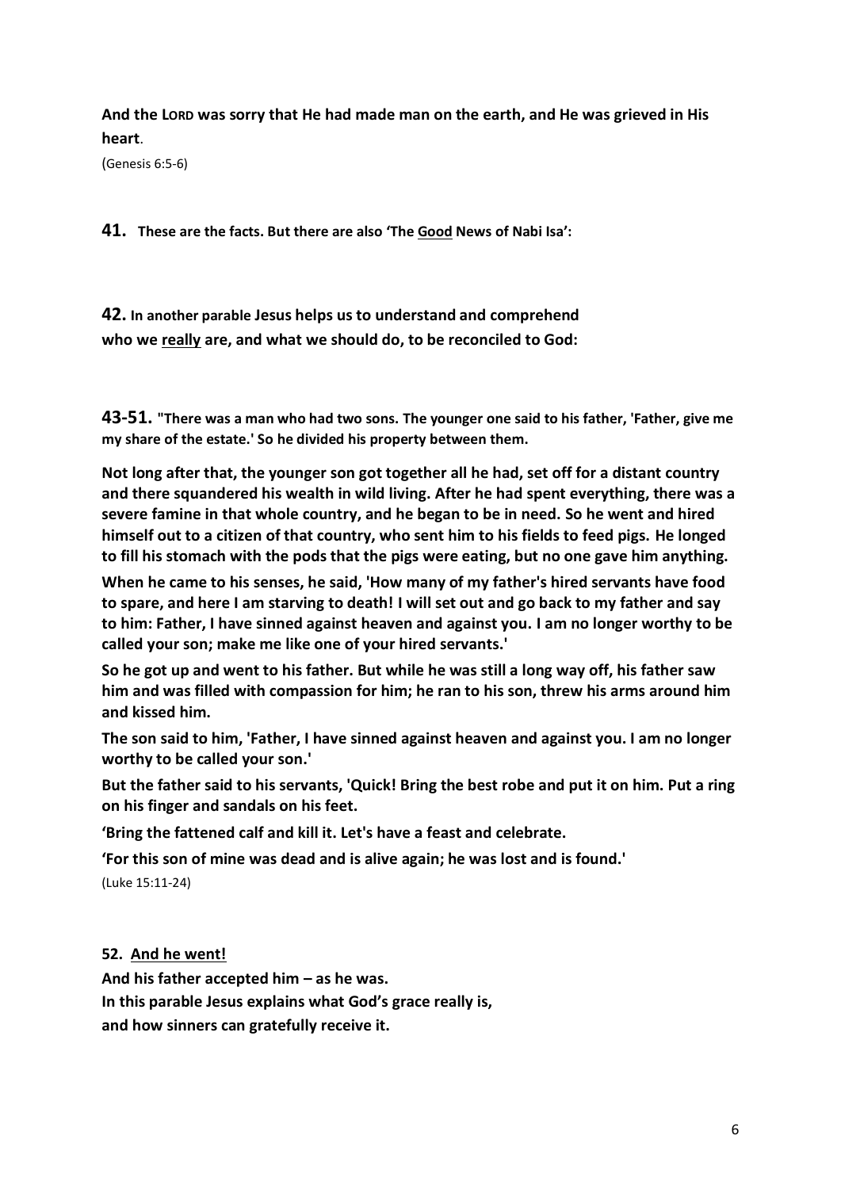**And the LORD was sorry that He had made man on the earth, and He was grieved in His heart**.

(Genesis 6:5-6)

**41. These are the facts. But there are also 'The <u>Good</u> News of Nabi Isa':**

**42. In another parable Jesus helps us to understand and comprehend who we <u>really</u> are, and what we should do, to be reconciled to God:**

**43-51. "There was a man who had two sons. The younger one said to his father, 'Father, give me my share of the estate.' So he divided his property between them.**

**Not long after that, the younger son got together all he had, set off for a distant country and there squandered his wealth in wild living. After he had spent everything, there was a severe famine in that whole country, and he began to be in need. So he went and hired himself out to a citizen of that country, who sent him to his fields to feed pigs. He longed to fill his stomach with the pods that the pigs were eating, but no one gave him anything.**

**When he came to his senses, he said, 'How many of my father's hired servants have food to spare, and here I am starving to death! I will set out and go back to my father and say to him: Father, I have sinned against heaven and against you. I am no longer worthy to be called your son; make me like one of your hired servants.'**

**So he got up and went to his father. But while he was still a long way off, his father saw him and was filled with compassion for him; he ran to his son, threw his arms around him and kissed him.**

**The son said to him, 'Father, I have sinned against heaven and against you. I am no longer worthy to be called your son.'**

**But the father said to his servants, 'Quick! Bring the best robe and put it on him. Put a ring on his finger and sandals on his feet.**

**'Bring the fattened calf and kill it. Let's have a feast and celebrate.**

**'For this son of mine was dead and is alive again; he was lost and is found.'**

(Luke 15:11-24)

**52. <u>And he went!</u>**
**And his father accepted him – as he was.**
**In this parable Jesus explains what God's grace really is,**
**and how sinners can gratefully receive it.**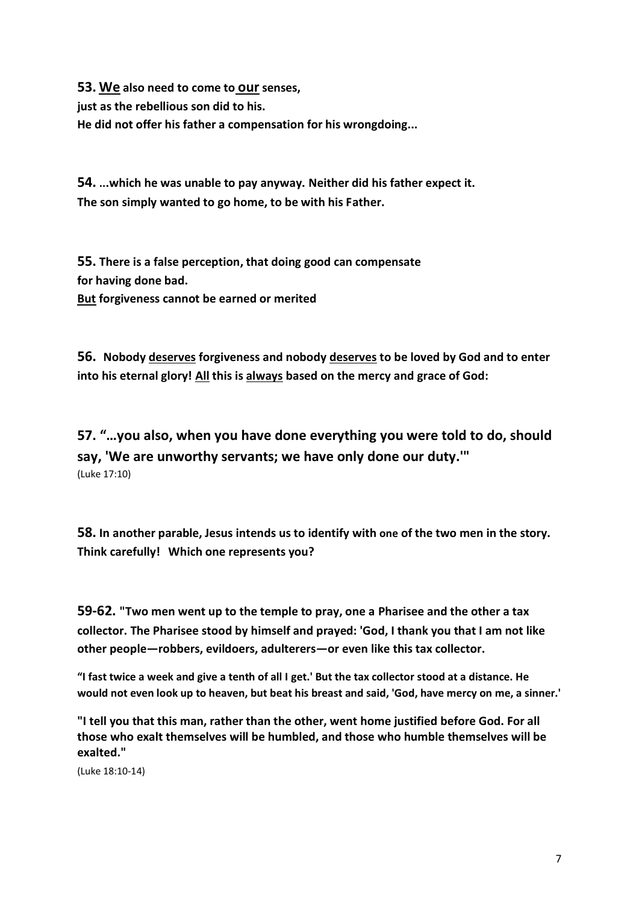**53. <u>We</u> also need to come to <u>our</u> senses,**
**just as the rebellious son did to his.**
**He did not offer his father a compensation for his wrongdoing...**

**54. ...which he was unable to pay anyway. Neither did his father expect it.**
**The son simply wanted to go home, to be with his Father.**

**55. There is a false perception, that doing good can compensate**
**for having done bad.**
**<u>But</u> forgiveness cannot be earned or merited**

**56. Nobody <u>deserves</u> forgiveness and nobody <u>deserves</u> to be loved by God and to enter into his eternal glory! <u>All</u> this is <u>always</u> based on the mercy and grace of God:**

**57. "…you also, when you have done everything you were told to do, should say, 'We are unworthy servants; we have only done our duty.'"**
(Luke 17:10)

**58. In another parable, Jesus intends us to identify with one of the two men in the story. Think carefully! Which one represents you?**

**59-62. "Two men went up to the temple to pray, one a Pharisee and the other a tax collector. The Pharisee stood by himself and prayed: 'God, I thank you that I am not like other people—robbers, evildoers, adulterers—or even like this tax collector.**

**"I fast twice a week and give a tenth of all I get.' But the tax collector stood at a distance. He would not even look up to heaven, but beat his breast and said, 'God, have mercy on me, a sinner.'**

**"I tell you that this man, rather than the other, went home justified before God. For all those who exalt themselves will be humbled, and those who humble themselves will be exalted."**

(Luke 18:10-14)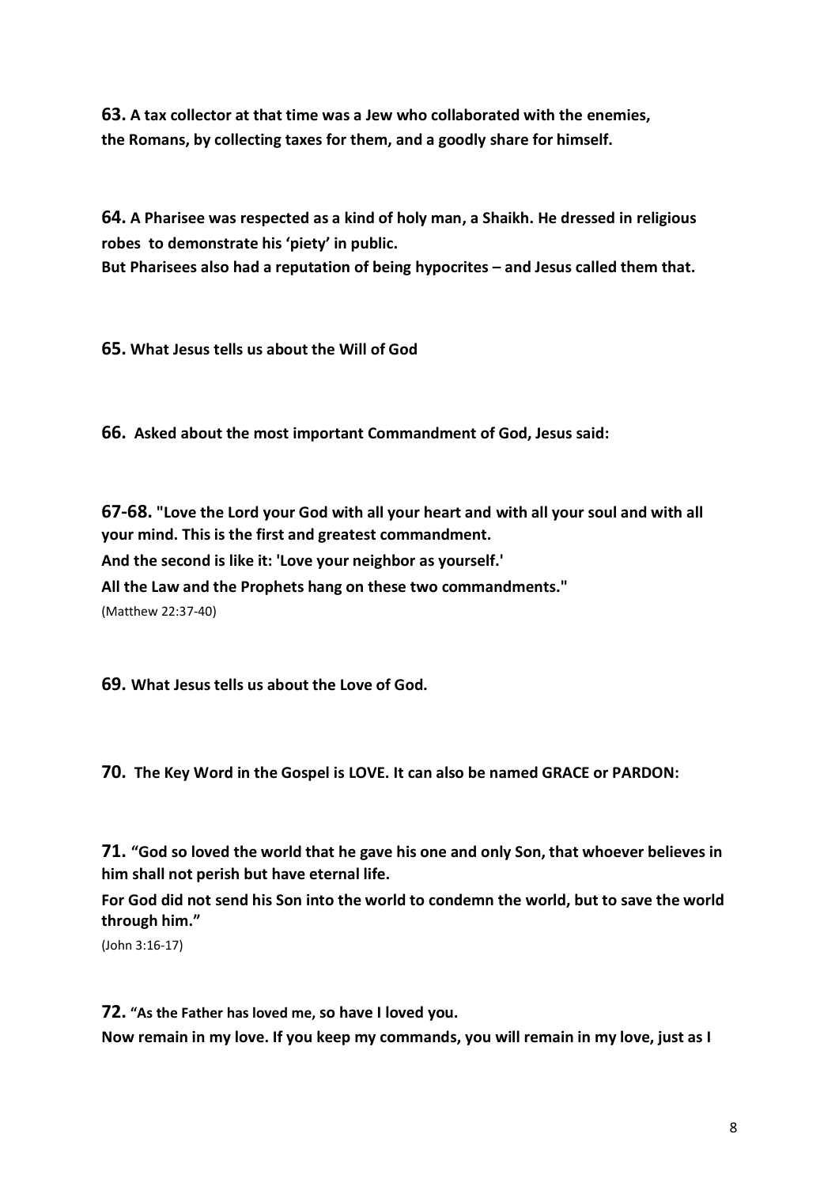**63. A tax collector at that time was a Jew who collaborated with the enemies, the Romans, by collecting taxes for them, and a goodly share for himself.**

**64. A Pharisee was respected as a kind of holy man, a Shaikh. He dressed in religious robes to demonstrate his 'piety' in public.**
**But Pharisees also had a reputation of being hypocrites – and Jesus called them that.**

**65. What Jesus tells us about the Will of God**

**66. Asked about the most important Commandment of God, Jesus said:**

**67-68. "Love the Lord your God with all your heart and with all your soul and with all your mind. This is the first and greatest commandment.**
**And the second is like it: 'Love your neighbor as yourself.'**
**All the Law and the Prophets hang on these two commandments."**
(Matthew 22:37-40)

**69. What Jesus tells us about the Love of God.**

**70. The Key Word in the Gospel is LOVE. It can also be named GRACE or PARDON:**

**71. "God so loved the world that he gave his one and only Son, that whoever believes in him shall not perish but have eternal life.**
**For God did not send his Son into the world to condemn the world, but to save the world through him."**
(John 3:16-17)

**72. "As the Father has loved me, so have I loved you.**
**Now remain in my love. If you keep my commands, you will remain in my love, just as I**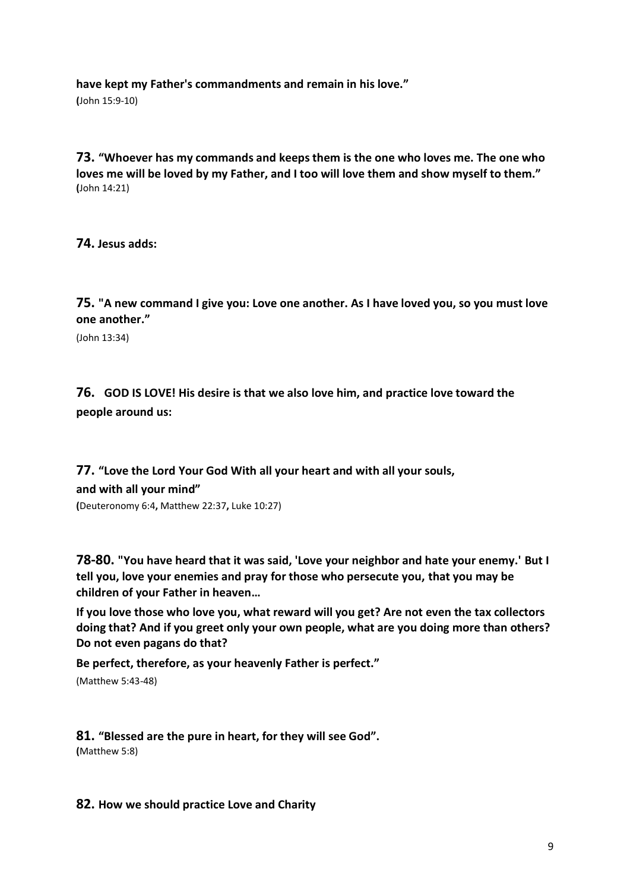**have kept my Father's commandments and remain in his love."**
(John 15:9-10)

**73. "Whoever has my commands and keeps them is the one who loves me. The one who loves me will be loved by my Father, and I too will love them and show myself to them."**
(John 14:21)

**74. Jesus adds:**

**75. "A new command I give you: Love one another. As I have loved you, so you must love one another."**

(John 13:34)

**76. GOD IS LOVE! His desire is that we also love him, and practice love toward the people around us:**

**77. "Love the Lord Your God With all your heart and with all your souls, and with all your mind"**
(Deuteronomy 6:4, Matthew 22:37, Luke 10:27)

**78-80. "You have heard that it was said, 'Love your neighbor and hate your enemy.' But I tell you, love your enemies and pray for those who persecute you, that you may be children of your Father in heaven…**

**If you love those who love you, what reward will you get? Are not even the tax collectors doing that? And if you greet only your own people, what are you doing more than others? Do not even pagans do that?**

**Be perfect, therefore, as your heavenly Father is perfect."**

(Matthew 5:43-48)

**81. "Blessed are the pure in heart, for they will see God".**
(Matthew 5:8)

**82. How we should practice Love and Charity**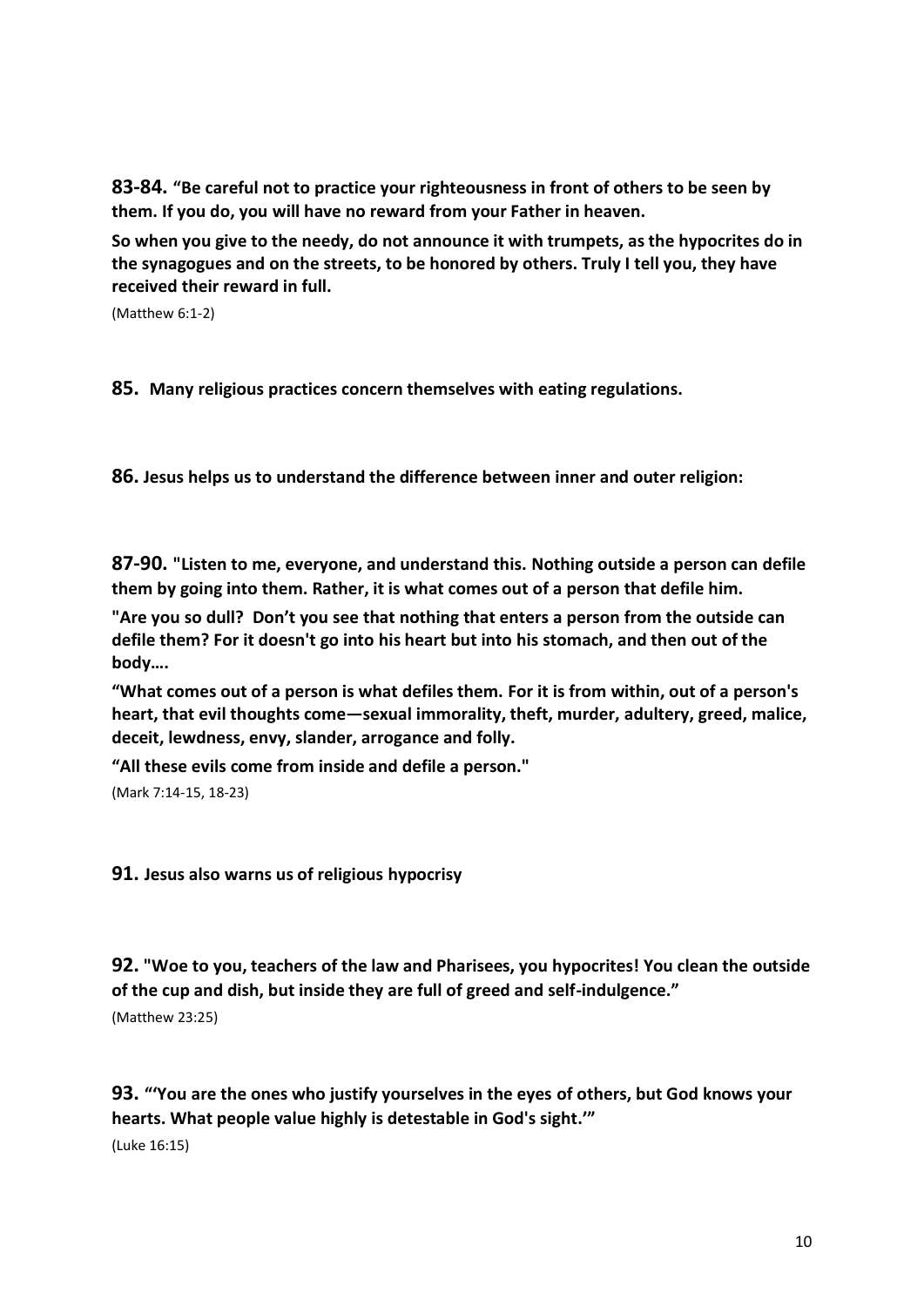**83-84.** **"Be careful not to practice your righteousness in front of others to be seen by them. If you do, you will have no reward from your Father in heaven.**

**So when you give to the needy, do not announce it with trumpets, as the hypocrites do in the synagogues and on the streets, to be honored by others. Truly I tell you, they have received their reward in full.**

(Matthew 6:1-2)

**85.** **Many religious practices concern themselves with eating regulations.**

**86.** **Jesus helps us to understand the difference between inner and outer religion:**

**87-90.** **"Listen to me, everyone, and understand this. Nothing outside a person can defile them by going into them. Rather, it is what comes out of a person that defile him.**

**"Are you so dull? Don't you see that nothing that enters a person from the outside can defile them? For it doesn't go into his heart but into his stomach, and then out of the body….**

**"What comes out of a person is what defiles them. For it is from within, out of a person's heart, that evil thoughts come—sexual immorality, theft, murder, adultery, greed, malice, deceit, lewdness, envy, slander, arrogance and folly.**

**"All these evils come from inside and defile a person."**

(Mark 7:14-15, 18-23)

**91.** **Jesus also warns us of religious hypocrisy**

**92.** **"Woe to you, teachers of the law and Pharisees, you hypocrites! You clean the outside of the cup and dish, but inside they are full of greed and self-indulgence."**

(Matthew 23:25)

**93.** **"'You are the ones who justify yourselves in the eyes of others, but God knows your hearts. What people value highly is detestable in God's sight.'"**

(Luke 16:15)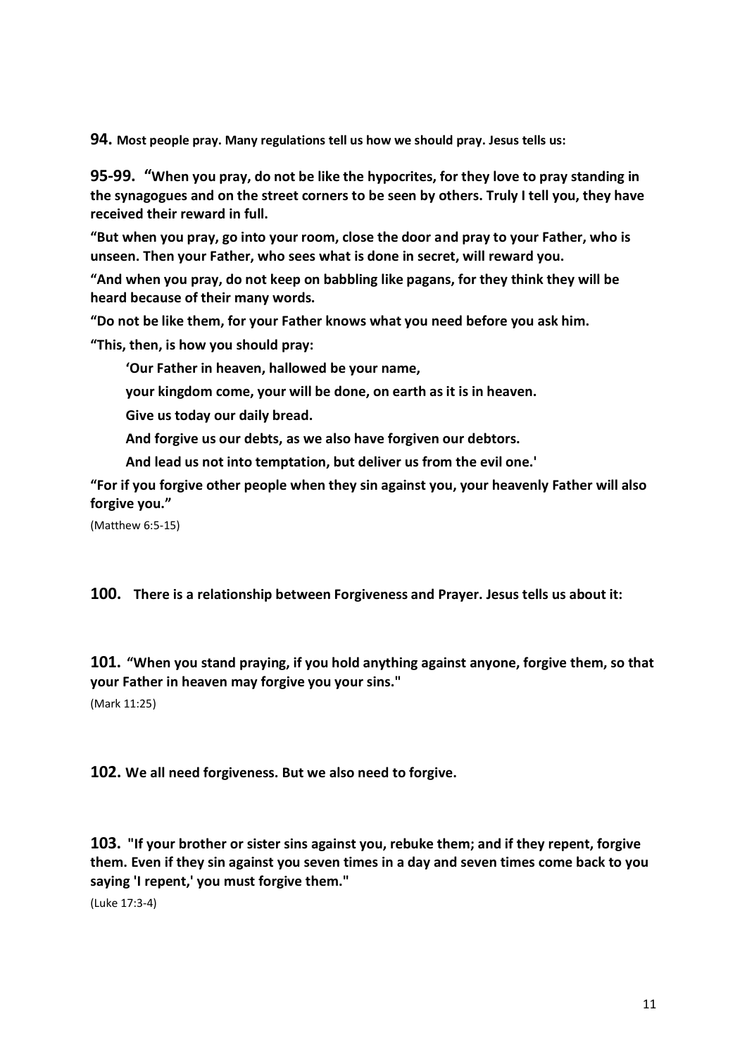**94.** **Most people pray. Many regulations tell us how we should pray. Jesus tells us:**

**95-99.** **"When you pray, do not be like the hypocrites, for they love to pray standing in the synagogues and on the street corners to be seen by others. Truly I tell you, they have received their reward in full.**

**"But when you pray, go into your room, close the door and pray to your Father, who is unseen. Then your Father, who sees what is done in secret, will reward you.**

**"And when you pray, do not keep on babbling like pagans, for they think they will be heard because of their many words.**

**"Do not be like them, for your Father knows what you need before you ask him.**

**"This, then, is how you should pray:**

> **'Our Father in heaven, hallowed be your name,**
>
> **your kingdom come, your will be done, on earth as it is in heaven.**
>
> **Give us today our daily bread.**
>
> **And forgive us our debts, as we also have forgiven our debtors.**
>
> **And lead us not into temptation, but deliver us from the evil one.'**

**"For if you forgive other people when they sin against you, your heavenly Father will also forgive you."**

(Matthew 6:5-15)

**100.** **There is a relationship between Forgiveness and Prayer. Jesus tells us about it:**

**101.** **"When you stand praying, if you hold anything against anyone, forgive them, so that your Father in heaven may forgive you your sins."**

(Mark 11:25)

**102.** **We all need forgiveness. But we also need to forgive.**

**103.** **"If your brother or sister sins against you, rebuke them; and if they repent, forgive them. Even if they sin against you seven times in a day and seven times come back to you saying 'I repent,' you must forgive them."**

(Luke 17:3-4)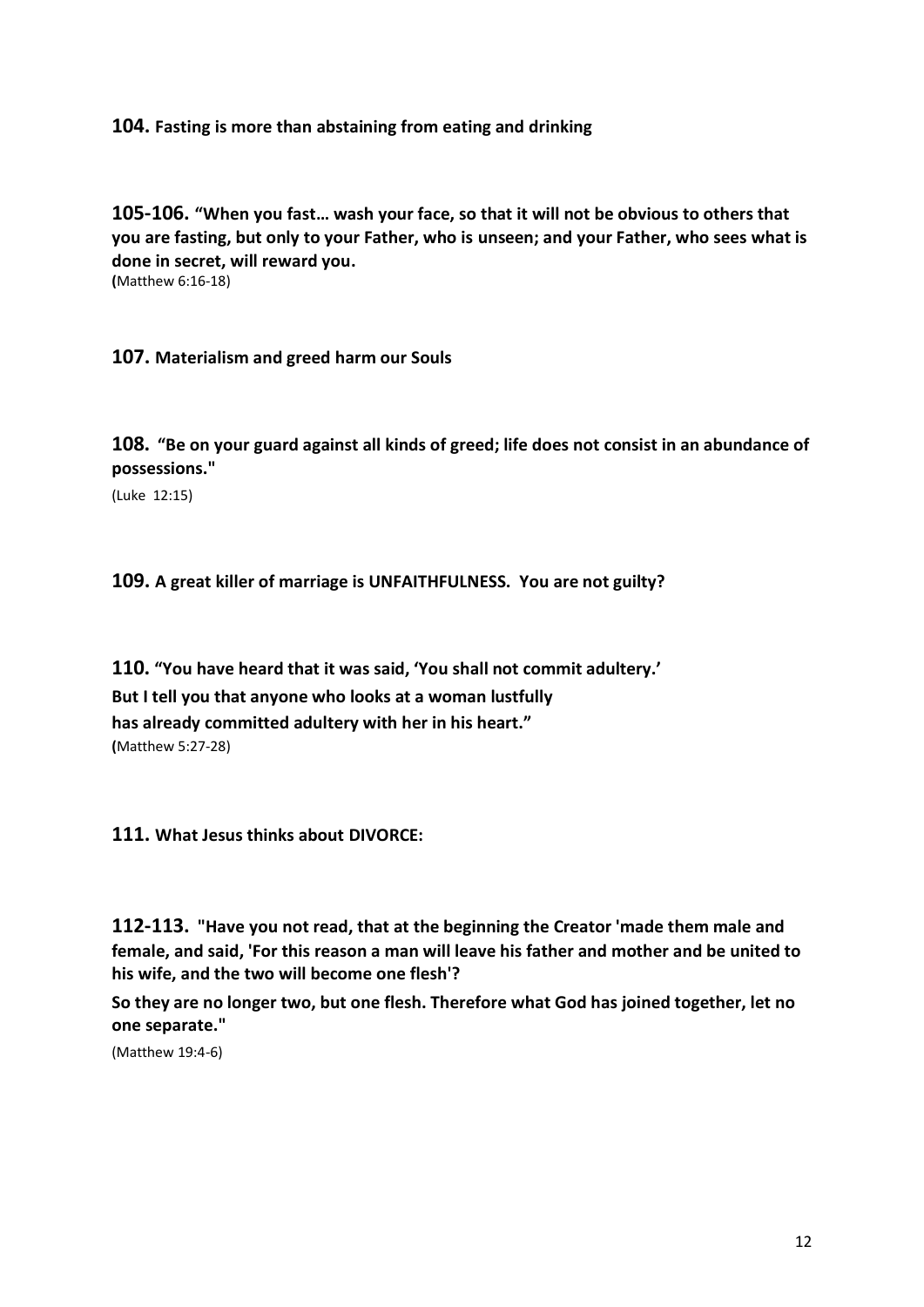**104. Fasting is more than abstaining from eating and drinking**

**105-106. "When you fast… wash your face, so that it will not be obvious to others that you are fasting, but only to your Father, who is unseen; and your Father, who sees what is done in secret, will reward you.**
**(**Matthew 6:16-18)

**107. Materialism and greed harm our Souls**

**108. "Be on your guard against all kinds of greed; life does not consist in an abundance of possessions."**
(Luke 12:15)

**109. A great killer of marriage is UNFAITHFULNESS. You are not guilty?**

**110. "You have heard that it was said, 'You shall not commit adultery.'**
**But I tell you that anyone who looks at a woman lustfully**
**has already committed adultery with her in his heart."**
**(**Matthew 5:27-28)

**111. What Jesus thinks about DIVORCE:**

**112-113. "Have you not read, that at the beginning the Creator 'made them male and female, and said, 'For this reason a man will leave his father and mother and be united to his wife, and the two will become one flesh'?**

**So they are no longer two, but one flesh. Therefore what God has joined together, let no one separate."**
(Matthew 19:4-6)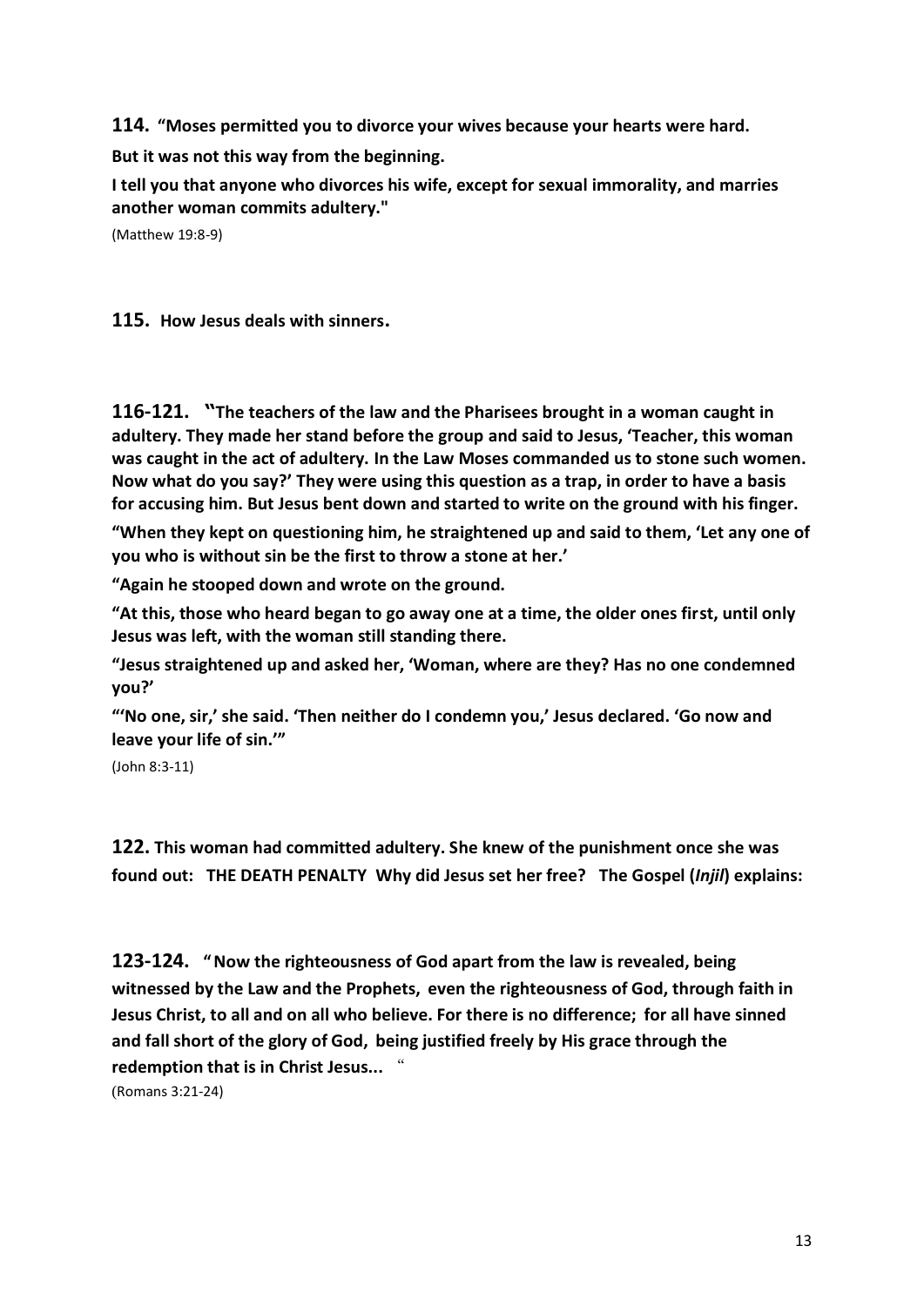**114. "Moses permitted you to divorce your wives because your hearts were hard.**

**But it was not this way from the beginning.**

**I tell you that anyone who divorces his wife, except for sexual immorality, and marries another woman commits adultery."**

(Matthew 19:8-9)

**115. How Jesus deals with sinners.**

**116-121. "The teachers of the law and the Pharisees brought in a woman caught in adultery. They made her stand before the group and said to Jesus, 'Teacher, this woman was caught in the act of adultery. In the Law Moses commanded us to stone such women. Now what do you say?' They were using this question as a trap, in order to have a basis for accusing him. But Jesus bent down and started to write on the ground with his finger.**

**"When they kept on questioning him, he straightened up and said to them, 'Let any one of you who is without sin be the first to throw a stone at her.'**

**"Again he stooped down and wrote on the ground.**

**"At this, those who heard began to go away one at a time, the older ones first, until only Jesus was left, with the woman still standing there.**

**"Jesus straightened up and asked her, 'Woman, where are they? Has no one condemned you?'**

**"'No one, sir,' she said. 'Then neither do I condemn you,' Jesus declared. 'Go now and leave your life of sin.'"**

(John 8:3-11)

**122. This woman had committed adultery. She knew of the punishment once she was found out: THE DEATH PENALTY Why did Jesus set her free? The Gospel (*Injil*) explains:**

**123-124. " Now the righteousness of God apart from the law is revealed, being witnessed by the Law and the Prophets, even the righteousness of God, through faith in Jesus Christ, to all and on all who believe. For there is no difference; for all have sinned and fall short of the glory of God, being justified freely by His grace through the redemption that is in Christ Jesus...** "

(Romans 3:21-24)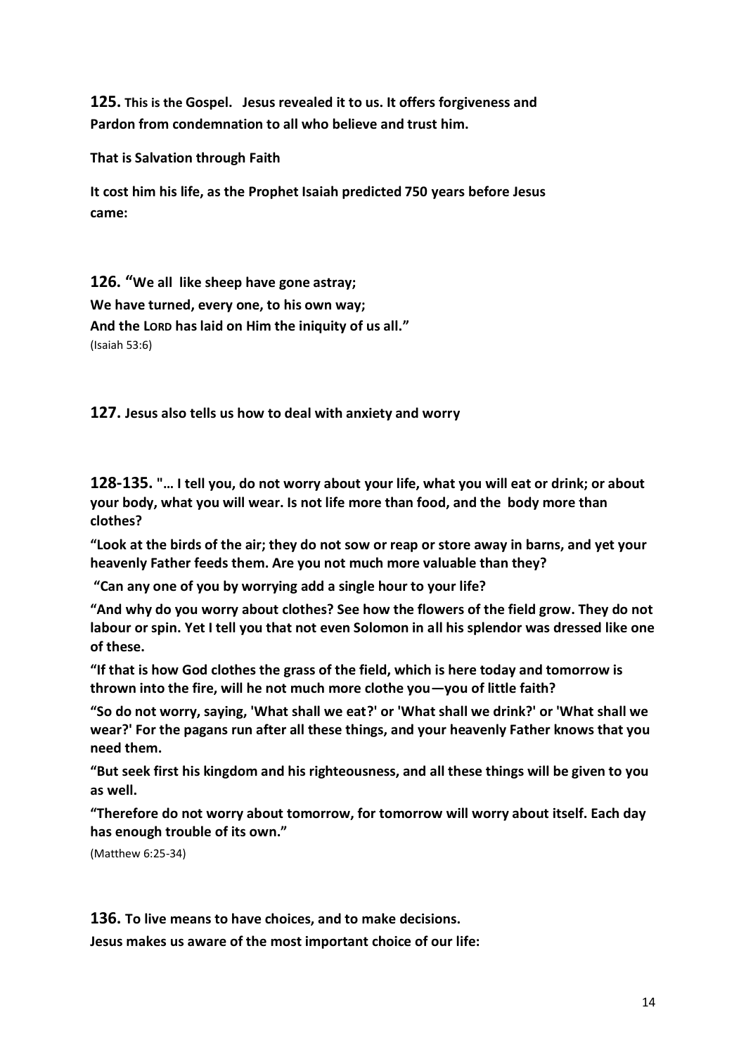**125.** **This is the Gospel. Jesus revealed it to us. It offers forgiveness and Pardon from condemnation to all who believe and trust him.**

**That is Salvation through Faith**

**It cost him his life, as the Prophet Isaiah predicted 750 years before Jesus came:**

**126. "We all like sheep have gone astray;**
**We have turned, every one, to his own way;**
**And the LORD has laid on Him the iniquity of us all."**
(Isaiah 53:6)

**127. Jesus also tells us how to deal with anxiety and worry**

**128-135. "… I tell you, do not worry about your life, what you will eat or drink; or about your body, what you will wear. Is not life more than food, and the body more than clothes?**

**"Look at the birds of the air; they do not sow or reap or store away in barns, and yet your heavenly Father feeds them. Are you not much more valuable than they?**

**"Can any one of you by worrying add a single hour to your life?**

**"And why do you worry about clothes? See how the flowers of the field grow. They do not labour or spin. Yet I tell you that not even Solomon in all his splendor was dressed like one of these.**

**"If that is how God clothes the grass of the field, which is here today and tomorrow is thrown into the fire, will he not much more clothe you—you of little faith?**

**"So do not worry, saying, 'What shall we eat?' or 'What shall we drink?' or 'What shall we wear?' For the pagans run after all these things, and your heavenly Father knows that you need them.**

**"But seek first his kingdom and his righteousness, and all these things will be given to you as well.**

**"Therefore do not worry about tomorrow, for tomorrow will worry about itself. Each day has enough trouble of its own."**

(Matthew 6:25-34)

**136. To live means to have choices, and to make decisions.**
**Jesus makes us aware of the most important choice of our life:**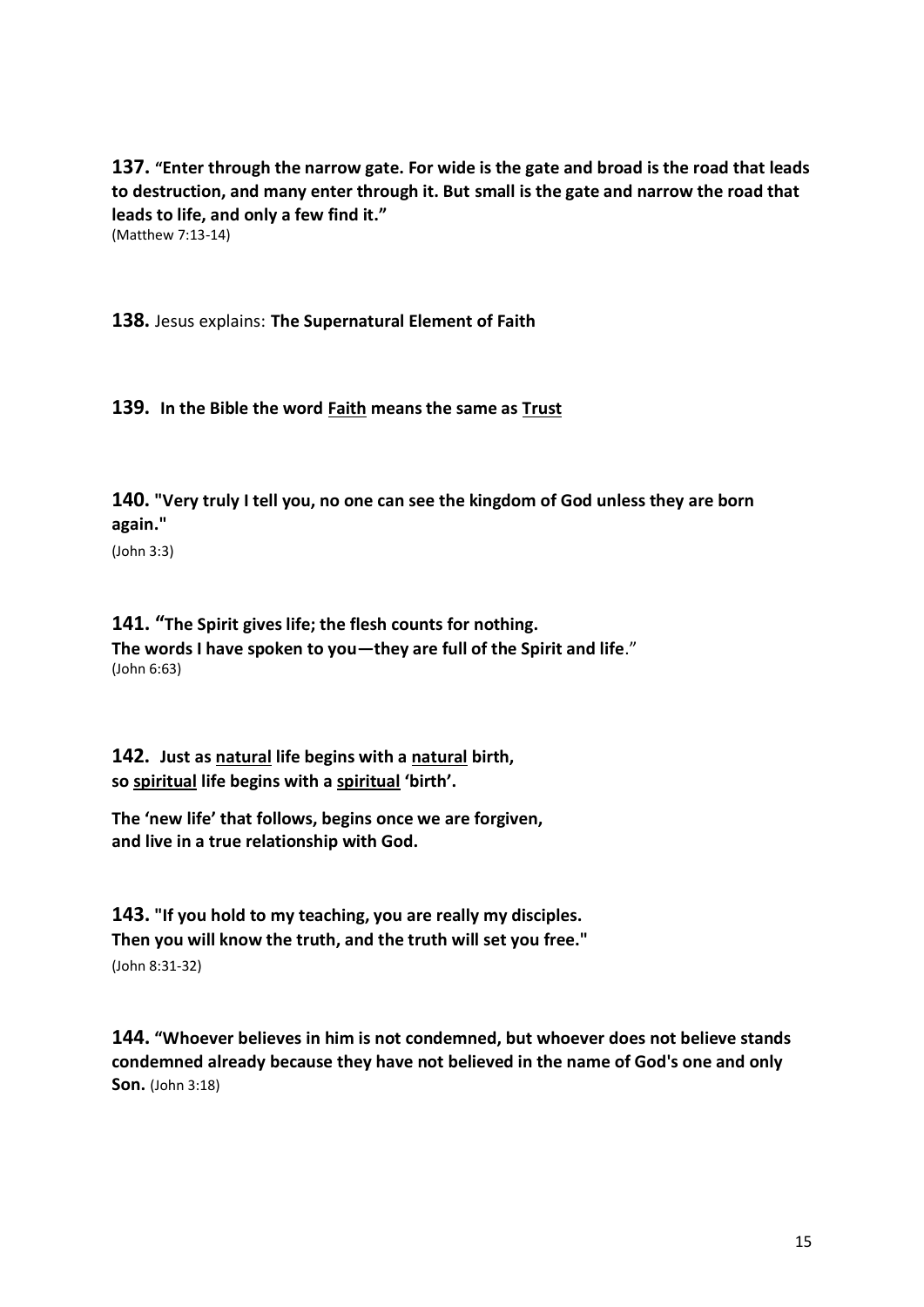**137.** **"Enter through the narrow gate. For wide is the gate and broad is the road that leads to destruction, and many enter through it. But small is the gate and narrow the road that leads to life, and only a few find it."**
(Matthew 7:13-14)

**138.** Jesus explains: **The Supernatural Element of Faith**

**139. In the Bible the word <u>Faith</u> means the same as <u>Trust</u>**

**140.** **"Very truly I tell you, no one can see the kingdom of God unless they are born again."**
(John 3:3)

**141.** **"The Spirit gives life; the flesh counts for nothing.**
**The words I have spoken to you—they are full of the Spirit and life**."
(John 6:63)

**142. Just as <u>natural</u> life begins with a <u>natural</u> birth,**
**so <u>spiritual</u> life begins with a <u>spiritual</u> 'birth'.**

**The 'new life' that follows, begins once we are forgiven,**
**and live in a true relationship with God.**

**143.** **"If you hold to my teaching, you are really my disciples.**
**Then you will know the truth, and the truth will set you free."**
(John 8:31-32)

**144.** **"Whoever believes in him is not condemned, but whoever does not believe stands condemned already because they have not believed in the name of God's one and only Son.** (John 3:18)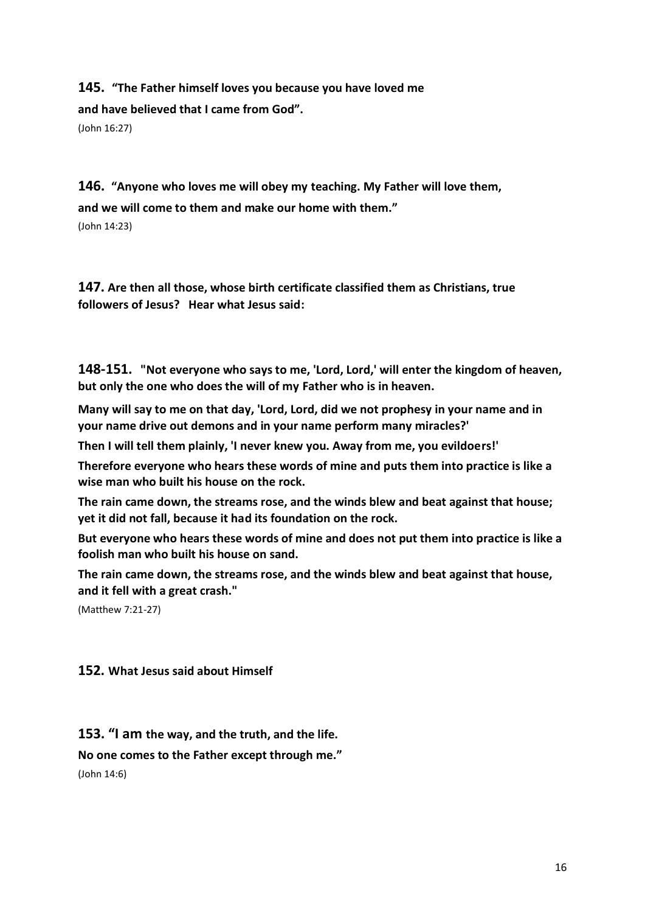**145. “The Father himself loves you because you have loved me and have believed that I came from God”.**

(John 16:27)

**146. “Anyone who loves me will obey my teaching. My Father will love them, and we will come to them and make our home with them.”**

(John 14:23)

**147. Are then all those, whose birth certificate classified them as Christians, true followers of Jesus? Hear what Jesus said:**

**148-151. "Not everyone who says to me, 'Lord, Lord,' will enter the kingdom of heaven, but only the one who does the will of my Father who is in heaven.**

**Many will say to me on that day, 'Lord, Lord, did we not prophesy in your name and in your name drive out demons and in your name perform many miracles?'**

**Then I will tell them plainly, 'I never knew you. Away from me, you evildoers!'**

**Therefore everyone who hears these words of mine and puts them into practice is like a wise man who built his house on the rock.**

**The rain came down, the streams rose, and the winds blew and beat against that house; yet it did not fall, because it had its foundation on the rock.**

**But everyone who hears these words of mine and does not put them into practice is like a foolish man who built his house on sand.**

**The rain came down, the streams rose, and the winds blew and beat against that house, and it fell with a great crash."**

(Matthew 7:21-27)

**152. What Jesus said about Himself**

**153. “I am the way, and the truth, and the life. No one comes to the Father except through me.”**

(John 14:6)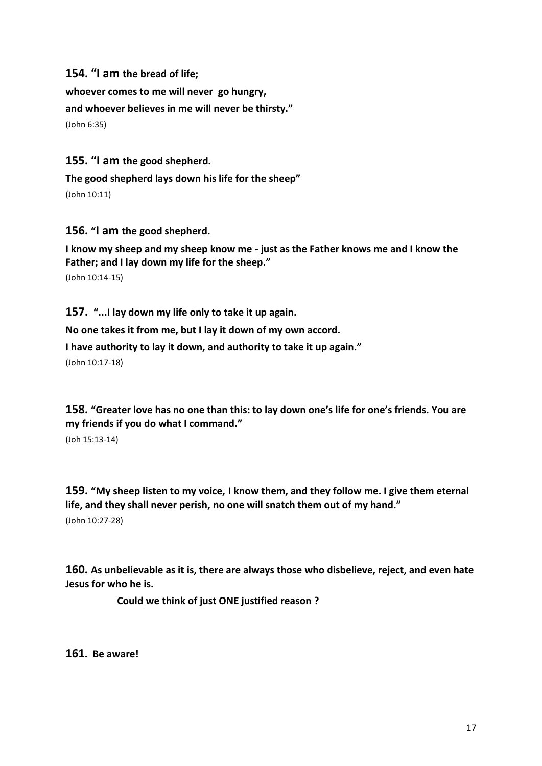**154. "I am the bread of life;**

**whoever comes to me will never go hungry,**

**and whoever believes in me will never be thirsty."**

(John 6:35)

**155. "I am the good shepherd.**

**The good shepherd lays down his life for the sheep"**

(John 10:11)

**156. "I am the good shepherd.**

**I know my sheep and my sheep know me - just as the Father knows me and I know the Father; and I lay down my life for the sheep."**

(John 10:14-15)

**157. "...I lay down my life only to take it up again.**

**No one takes it from me, but I lay it down of my own accord.**

**I have authority to lay it down, and authority to take it up again."**

(John 10:17-18)

**158. "Greater love has no one than this: to lay down one's life for one's friends. You are my friends if you do what I command."**

(Joh 15:13-14)

**159. "My sheep listen to my voice, I know them, and they follow me. I give them eternal life, and they shall never perish, no one will snatch them out of my hand."**

(John 10:27-28)

**160. As unbelievable as it is, there are always those who disbelieve, reject, and even hate Jesus for who he is.**

**Could <u>we</u> think of just ONE justified reason ?**

**161. Be aware!**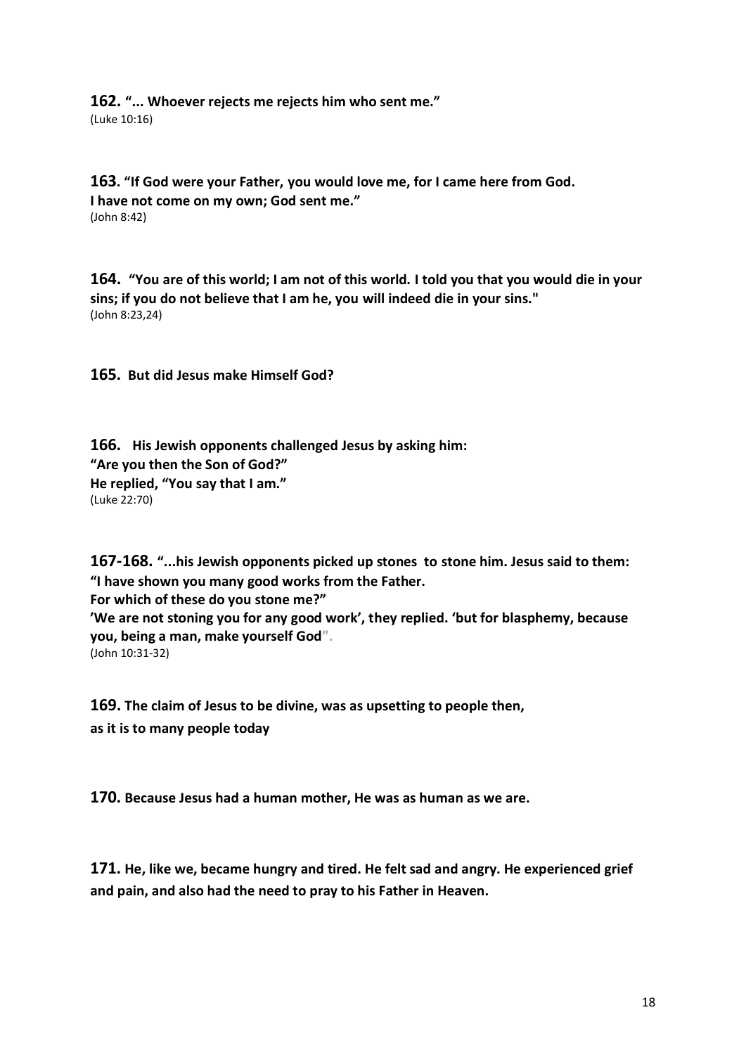**162. "... Whoever rejects me rejects him who sent me."**
(Luke 10:16)

**163. "If God were your Father, you would love me, for I came here from God.
I have not come on my own; God sent me."**
(John 8:42)

**164. "You are of this world; I am not of this world. I told you that you would die in your sins; if you do not believe that I am he, you will indeed die in your sins."**
(John 8:23,24)

**165. But did Jesus make Himself God?**

**166. His Jewish opponents challenged Jesus by asking him:
"Are you then the Son of God?"
He replied, "You say that I am."**
(Luke 22:70)

**167-168. "...his Jewish opponents picked up stones to stone him. Jesus said to them:
"I have shown you many good works from the Father.
For which of these do you stone me?"
'We are not stoning you for any good work', they replied. 'but for blasphemy, because you, being a man, make yourself God".**
(John 10:31-32)

**169. The claim of Jesus to be divine, was as upsetting to people then,
as it is to many people today**

**170. Because Jesus had a human mother, He was as human as we are.**

**171. He, like we, became hungry and tired. He felt sad and angry. He experienced grief and pain, and also had the need to pray to his Father in Heaven.**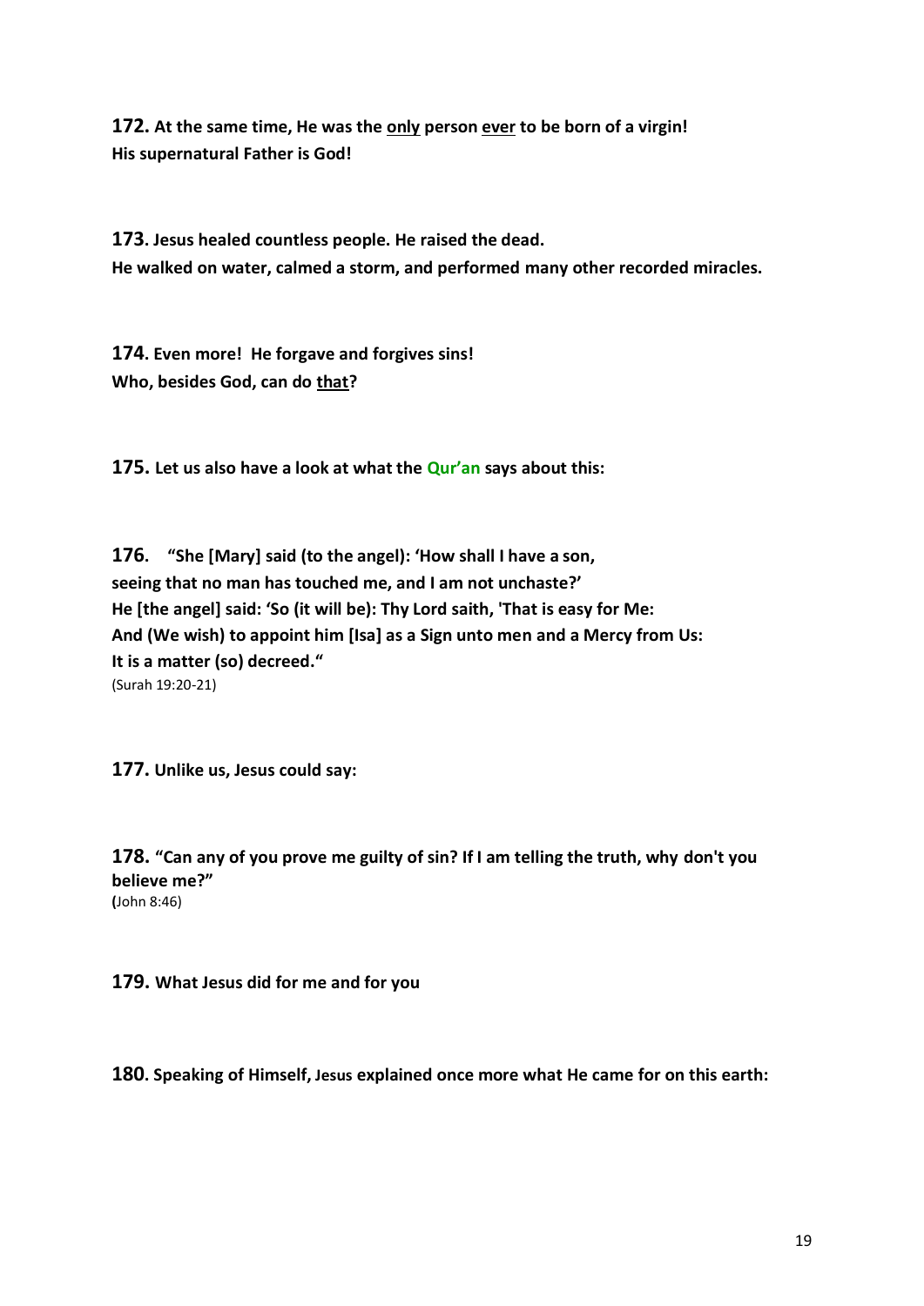**172. At the same time, He was the <u>only</u> person <u>ever</u> to be born of a virgin! His supernatural Father is God!**

**173. Jesus healed countless people. He raised the dead. He walked on water, calmed a storm, and performed many other recorded miracles.**

**174. Even more! He forgave and forgives sins! Who, besides God, can do <u>that</u>?**

**175. Let us also have a look at what the Qur'an says about this:**

**176. "She [Mary] said (to the angel): 'How shall I have a son, seeing that no man has touched me, and I am not unchaste?' He [the angel] said: 'So (it will be): Thy Lord saith, 'That is easy for Me: And (We wish) to appoint him [Isa] as a Sign unto men and a Mercy from Us: It is a matter (so) decreed."**
(Surah 19:20-21)

**177. Unlike us, Jesus could say:**

**178. "Can any of you prove me guilty of sin? If I am telling the truth, why don't you believe me?"**
(John 8:46)

**179. What Jesus did for me and for you**

**180. Speaking of Himself, Jesus explained once more what He came for on this earth:**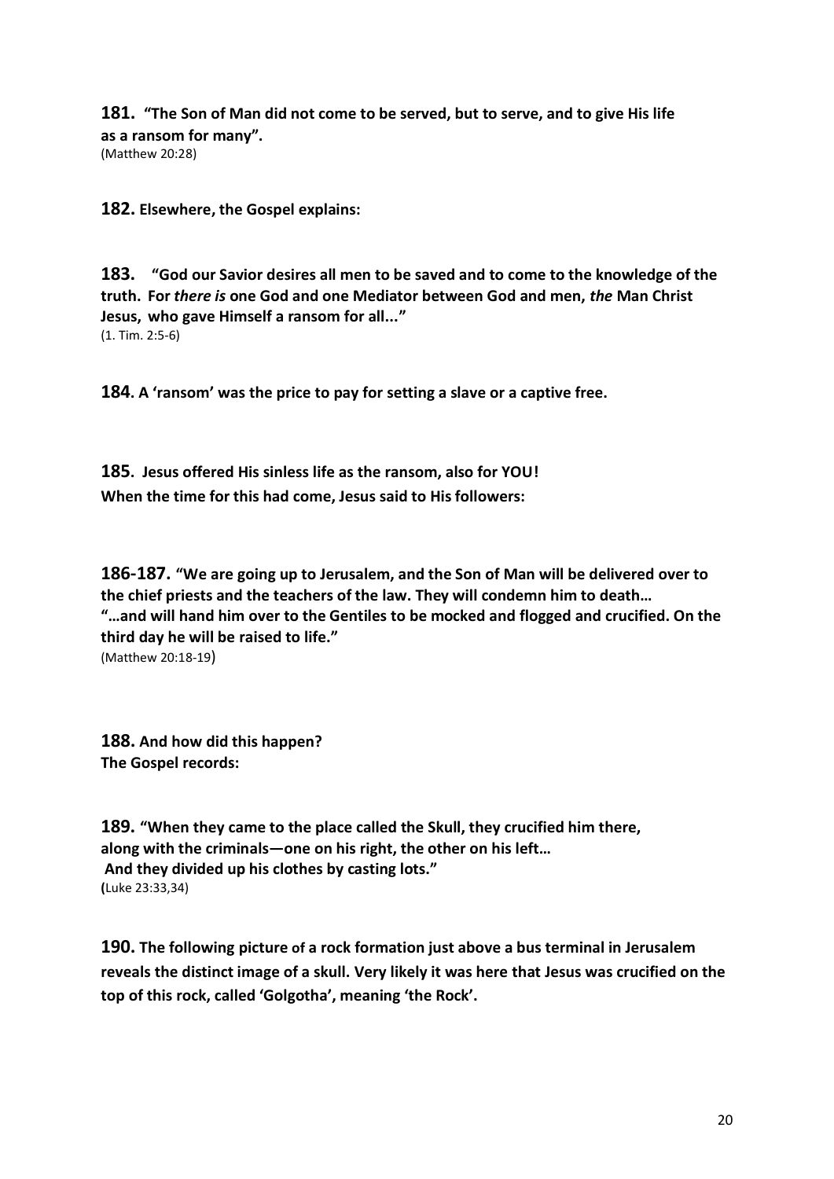**181. "The Son of Man did not come to be served, but to serve, and to give His life as a ransom for many".**
(Matthew 20:28)

**182. Elsewhere, the Gospel explains:**

**183. "God our Savior desires all men to be saved and to come to the knowledge of the truth. For *there is* one God and one Mediator between God and men, *the* Man Christ Jesus, who gave Himself a ransom for all..."**
(1. Tim. 2:5-6)

**184. A 'ransom' was the price to pay for setting a slave or a captive free.**

**185. Jesus offered His sinless life as the ransom, also for YOU!**
**When the time for this had come, Jesus said to His followers:**

**186-187. "We are going up to Jerusalem, and the Son of Man will be delivered over to the chief priests and the teachers of the law. They will condemn him to death…**
**"…and will hand him over to the Gentiles to be mocked and flogged and crucified. On the third day he will be raised to life."**
(Matthew 20:18-19)

**188. And how did this happen?**
**The Gospel records:**

**189. "When they came to the place called the Skull, they crucified him there, along with the criminals—one on his right, the other on his left…**
**And they divided up his clothes by casting lots."**
(Luke 23:33,34)

**190. The following picture of a rock formation just above a bus terminal in Jerusalem reveals the distinct image of a skull. Very likely it was here that Jesus was crucified on the top of this rock, called 'Golgotha', meaning 'the Rock'.**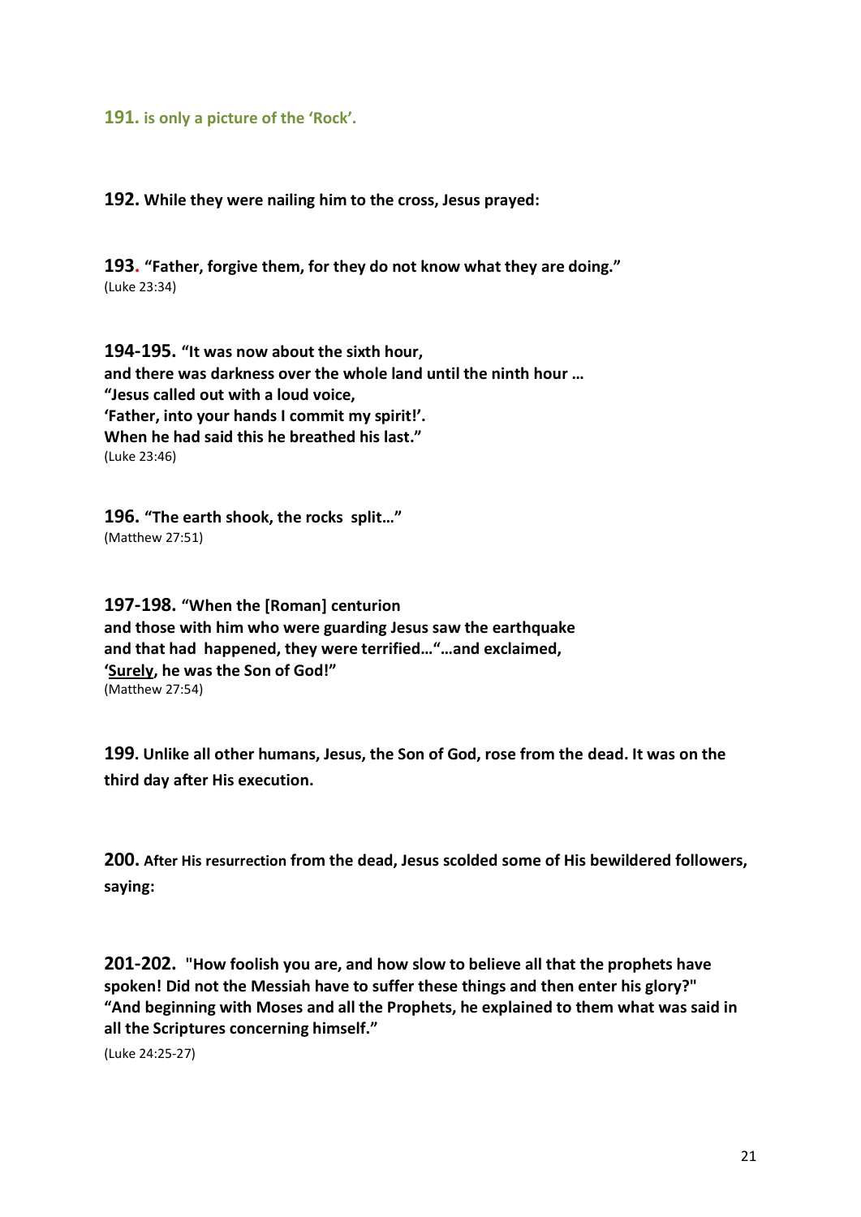**191. is only a picture of the 'Rock'.**

**192. While they were nailing him to the cross, Jesus prayed:**

**193. "Father, forgive them, for they do not know what they are doing."**
(Luke 23:34)

**194-195. "It was now about the sixth hour,**
**and there was darkness over the whole land until the ninth hour …**
**"Jesus called out with a loud voice,**
**'Father, into your hands I commit my spirit!'.**
**When he had said this he breathed his last."**
(Luke 23:46)

**196. "The earth shook, the rocks split…"**
(Matthew 27:51)

**197-198. "When the [Roman] centurion**
**and those with him who were guarding Jesus saw the earthquake**
**and that had happened, they were terrified…"…and exclaimed,**
**'Surely, he was the Son of God!"**
(Matthew 27:54)

**199. Unlike all other humans, Jesus, the Son of God, rose from the dead. It was on the third day after His execution.**

**200. After His resurrection from the dead, Jesus scolded some of His bewildered followers, saying:**

**201-202. "How foolish you are, and how slow to believe all that the prophets have spoken! Did not the Messiah have to suffer these things and then enter his glory?" "And beginning with Moses and all the Prophets, he explained to them what was said in all the Scriptures concerning himself."**
(Luke 24:25-27)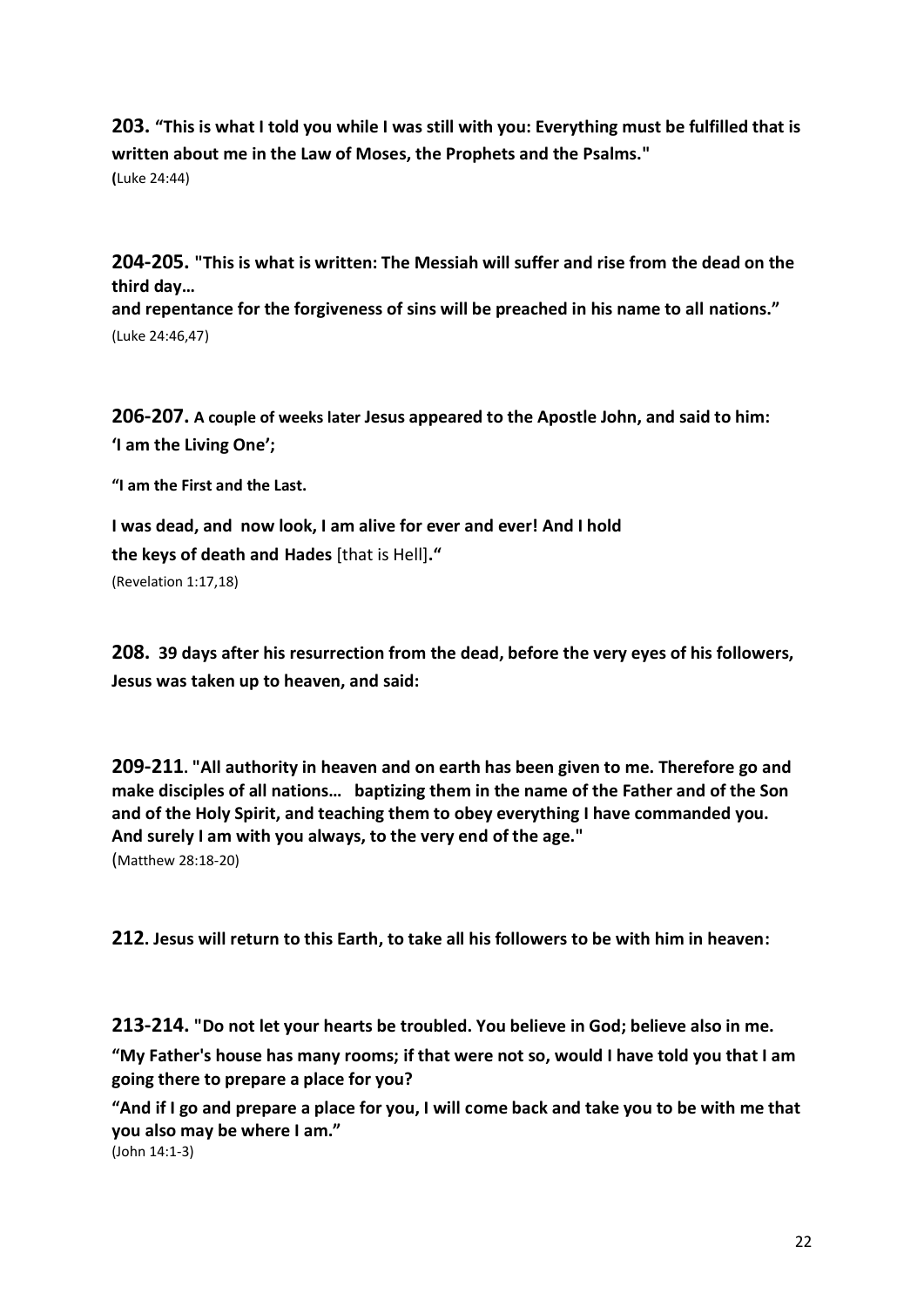**203. "This is what I told you while I was still with you: Everything must be fulfilled that is written about me in the Law of Moses, the Prophets and the Psalms."**
(Luke 24:44)

**204-205. "This is what is written: The Messiah will suffer and rise from the dead on the third day…**
**and repentance for the forgiveness of sins will be preached in his name to all nations."**
(Luke 24:46,47)

**206-207. A couple of weeks later Jesus appeared to the Apostle John, and said to him: 'I am the Living One';**

**"I am the First and the Last.**

**I was dead, and now look, I am alive for ever and ever! And I hold the keys of death and Hades** [that is Hell]**."**
(Revelation 1:17,18)

**208. 39 days after his resurrection from the dead, before the very eyes of his followers, Jesus was taken up to heaven, and said:**

**209-211. "All authority in heaven and on earth has been given to me. Therefore go and make disciples of all nations… baptizing them in the name of the Father and of the Son and of the Holy Spirit, and teaching them to obey everything I have commanded you. And surely I am with you always, to the very end of the age."**
(Matthew 28:18-20)

**212. Jesus will return to this Earth, to take all his followers to be with him in heaven:**

**213-214. "Do not let your hearts be troubled. You believe in God; believe also in me.**

**"My Father's house has many rooms; if that were not so, would I have told you that I am going there to prepare a place for you?**

**"And if I go and prepare a place for you, I will come back and take you to be with me that you also may be where I am."**
(John 14:1-3)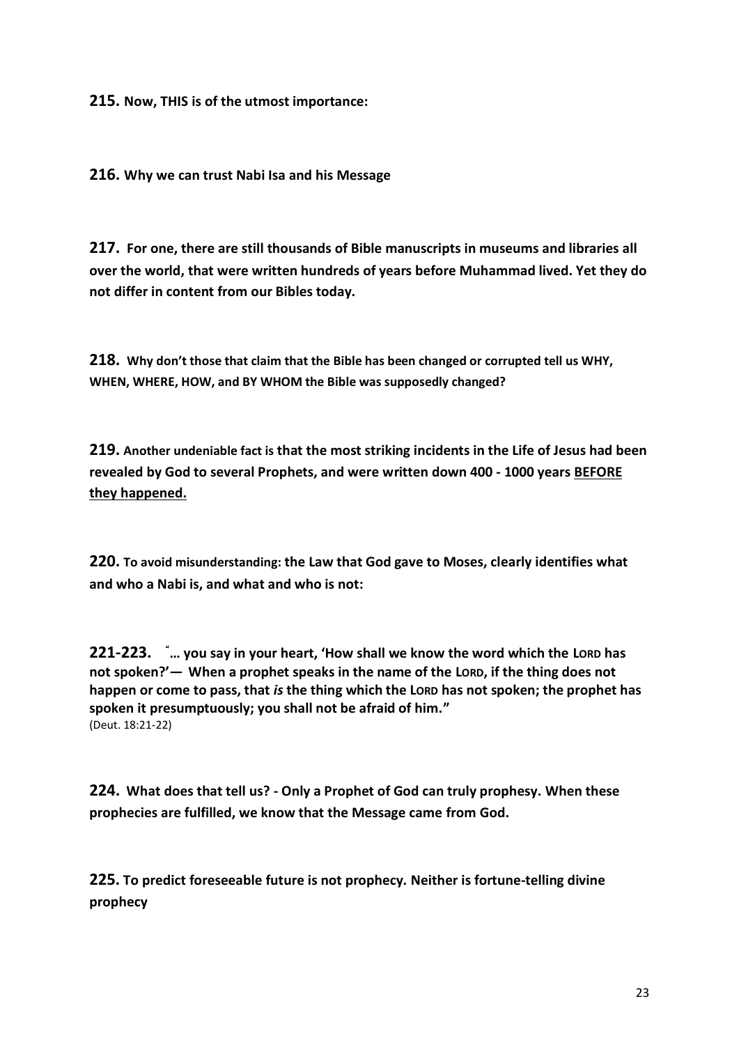**215. Now, THIS is of the utmost importance:**

**216. Why we can trust Nabi Isa and his Message**

**217. For one, there are still thousands of Bible manuscripts in museums and libraries all over the world, that were written hundreds of years before Muhammad lived. Yet they do not differ in content from our Bibles today.**

**218. Why don't those that claim that the Bible has been changed or corrupted tell us WHY, WHEN, WHERE, HOW, and BY WHOM the Bible was supposedly changed?**

**219. Another undeniable fact is that the most striking incidents in the Life of Jesus had been revealed by God to several Prophets, and were written down 400 - 1000 years <u>BEFORE they happened.</u>**

**220. To avoid misunderstanding: the Law that God gave to Moses, clearly identifies what and who a Nabi is, and what and who is not:**

**221-223. "… you say in your heart, 'How shall we know the word which the LORD has not spoken?'— When a prophet speaks in the name of the LORD, if the thing does not happen or come to pass, that *is* the thing which the LORD has not spoken; the prophet has spoken it presumptuously; you shall not be afraid of him."**
(Deut. 18:21-22)

**224. What does that tell us? - Only a Prophet of God can truly prophesy. When these prophecies are fulfilled, we know that the Message came from God.**

**225. To predict foreseeable future is not prophecy. Neither is fortune-telling divine prophecy**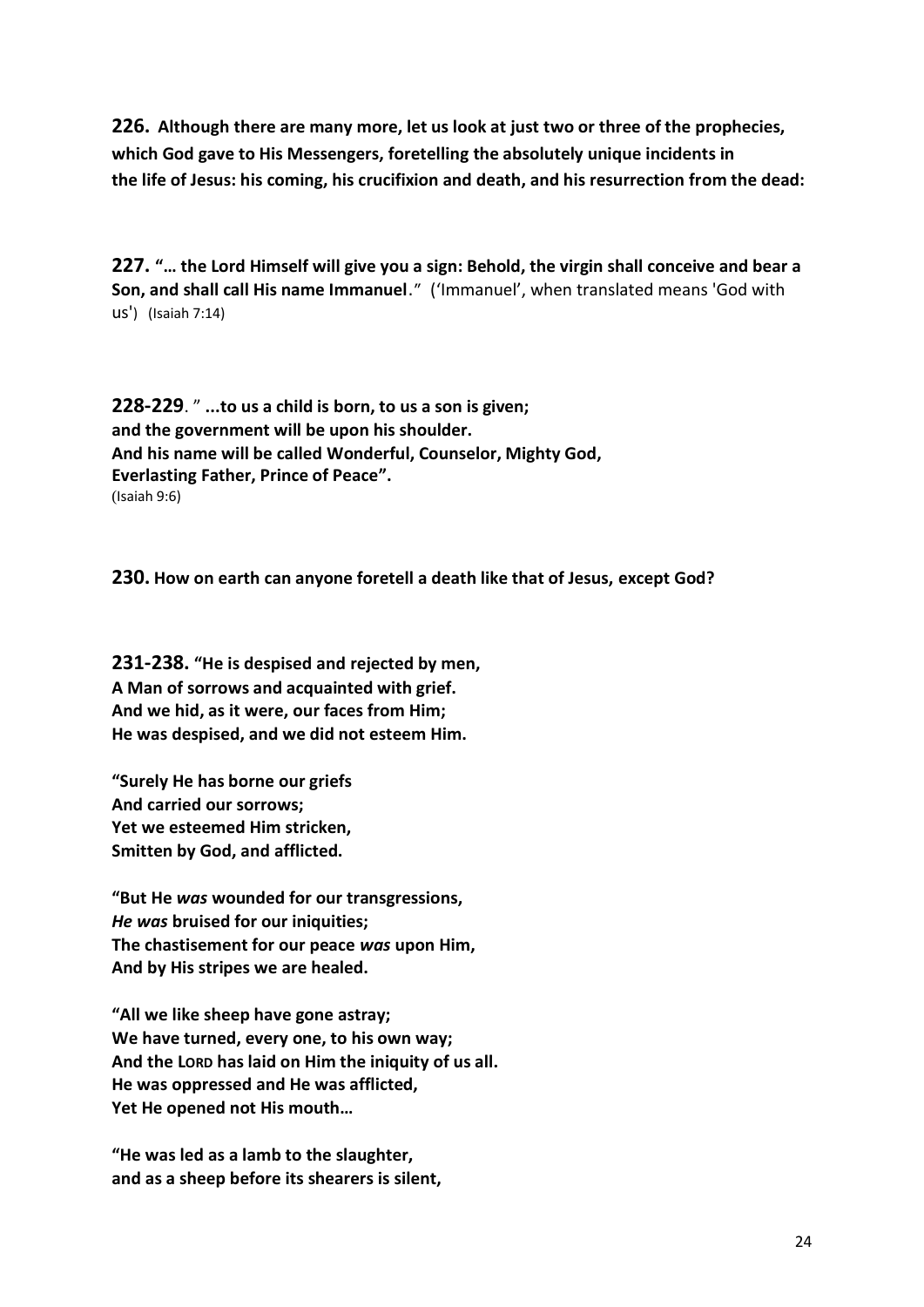**226. Although there are many more, let us look at just two or three of the prophecies, which God gave to His Messengers, foretelling the absolutely unique incidents in the life of Jesus: his coming, his crucifixion and death, and his resurrection from the dead:**

**227. "… the Lord Himself will give you a sign: Behold, the virgin shall conceive and bear a Son, and shall call His name Immanuel**." ('Immanuel', when translated means 'God with us') (Isaiah 7:14)

**228-229**. " **...to us a child is born, to us a son is given;
and the government will be upon his shoulder.
And his name will be called Wonderful, Counselor, Mighty God,
Everlasting Father, Prince of Peace".**
(Isaiah 9:6)

**230. How on earth can anyone foretell a death like that of Jesus, except God?**

**231-238. "He is despised and rejected by men,
A Man of sorrows and acquainted with grief.
And we hid, as it were, our faces from Him;
He was despised, and we did not esteem Him.**

**"Surely He has borne our griefs
And carried our sorrows;
Yet we esteemed Him stricken,
Smitten by God, and afflicted.**

**"But He *was* wounded for our transgressions,
*He was* bruised for our iniquities;
The chastisement for our peace *was* upon Him,
And by His stripes we are healed.**

**"All we like sheep have gone astray;
We have turned, every one, to his own way;
And the LORD has laid on Him the iniquity of us all.
He was oppressed and He was afflicted,
Yet He opened not His mouth…**

**"He was led as a lamb to the slaughter,
and as a sheep before its shearers is silent,**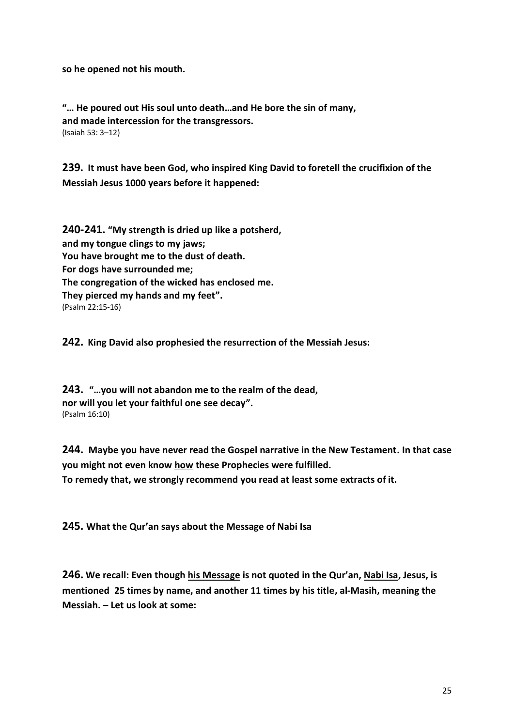**so he opened not his mouth.**

**"… He poured out His soul unto death…and He bore the sin of many,**
**and made intercession for the transgressors.**
(Isaiah 53: 3–12)

**239. It must have been God, who inspired King David to foretell the crucifixion of the Messiah Jesus 1000 years before it happened:**

**240-241. "My strength is dried up like a potsherd,**
**and my tongue clings to my jaws;**
**You have brought me to the dust of death.**
**For dogs have surrounded me;**
**The congregation of the wicked has enclosed me.**
**They pierced my hands and my feet".**
(Psalm 22:15-16)

**242. King David also prophesied the resurrection of the Messiah Jesus:**

**243. "…you will not abandon me to the realm of the dead,**
**nor will you let your faithful one see decay".**
(Psalm 16:10)

**244. Maybe you have never read the Gospel narrative in the New Testament. In that case you might not even know how these Prophecies were fulfilled.**
**To remedy that, we strongly recommend you read at least some extracts of it.**

**245. What the Qur'an says about the Message of Nabi Isa**

**246. We recall: Even though his Message is not quoted in the Qur'an, Nabi Isa, Jesus, is mentioned 25 times by name, and another 11 times by his title, al-Masih, meaning the Messiah. – Let us look at some:**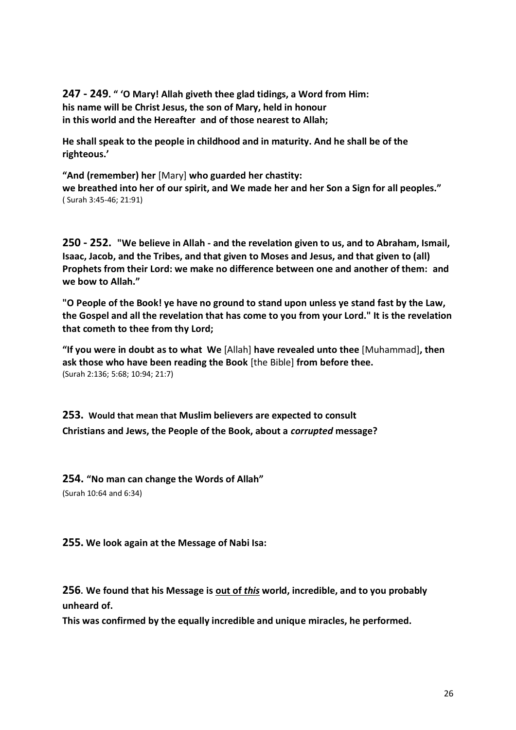**247 - 249. " 'O Mary! Allah giveth thee glad tidings, a Word from Him: his name will be Christ Jesus, the son of Mary, held in honour in this world and the Hereafter and of those nearest to Allah;**

**He shall speak to the people in childhood and in maturity. And he shall be of the righteous.'**

**"And (remember) her** [Mary] **who guarded her chastity: we breathed into her of our spirit, and We made her and her Son a Sign for all peoples."**
( Surah 3:45-46; 21:91)

**250 - 252. "We believe in Allah - and the revelation given to us, and to Abraham, Ismail, Isaac, Jacob, and the Tribes, and that given to Moses and Jesus, and that given to (all) Prophets from their Lord: we make no difference between one and another of them: and we bow to Allah."**

**"O People of the Book! ye have no ground to stand upon unless ye stand fast by the Law, the Gospel and all the revelation that has come to you from your Lord." It is the revelation that cometh to thee from thy Lord;**

**"If you were in doubt as to what We** [Allah] **have revealed unto thee** [Muhammad]**, then ask those who have been reading the Book** [the Bible] **from before thee.**
(Surah 2:136; 5:68; 10:94; 21:7)

**253. Would that mean that Muslim believers are expected to consult Christians and Jews, the People of the Book, about a *corrupted* message?**

**254. "No man can change the Words of Allah"**
(Surah 10:64 and 6:34)

**255. We look again at the Message of Nabi Isa:**

**256. We found that his Message is <u>out of *this*</u> world, incredible, and to you probably unheard of.**
**This was confirmed by the equally incredible and unique miracles, he performed.**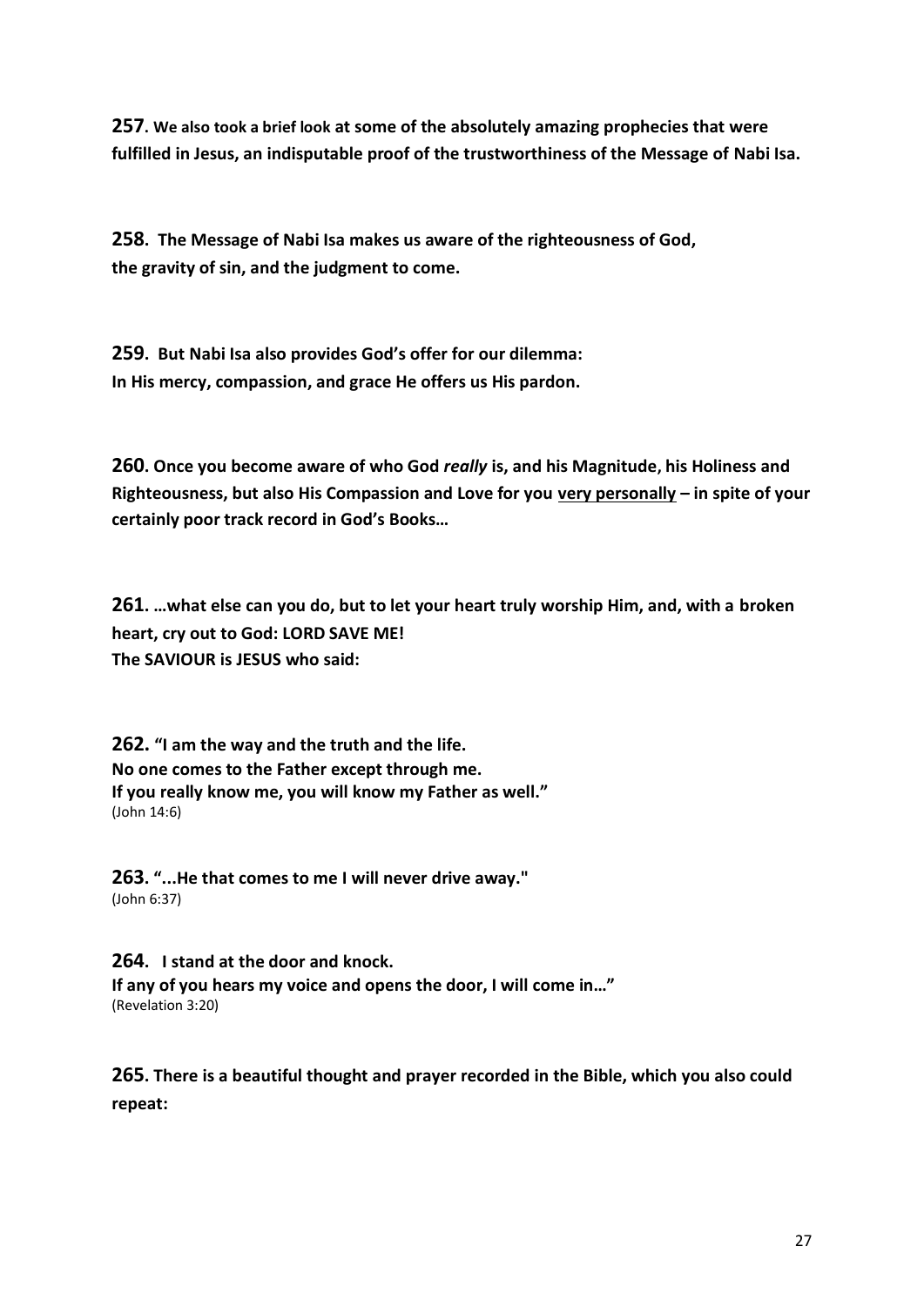**257. We also took a brief look at some of the absolutely amazing prophecies that were fulfilled in Jesus, an indisputable proof of the trustworthiness of the Message of Nabi Isa.**

**258. The Message of Nabi Isa makes us aware of the righteousness of God,**
**the gravity of sin, and the judgment to come.**

**259. But Nabi Isa also provides God's offer for our dilemma:**
**In His mercy, compassion, and grace He offers us His pardon.**

**260. Once you become aware of who God *really* is, and his Magnitude, his Holiness and Righteousness, but also His Compassion and Love for you <u>very personally</u> – in spite of your certainly poor track record in God's Books…**

**261. …what else can you do, but to let your heart truly worship Him, and, with a broken heart, cry out to God: LORD SAVE ME!**
**The SAVIOUR is JESUS who said:**

**262. "I am the way and the truth and the life.**
**No one comes to the Father except through me.**
**If you really know me, you will know my Father as well."**
(John 14:6)

**263. "...He that comes to me I will never drive away."**
(John 6:37)

**264. I stand at the door and knock.**
**If any of you hears my voice and opens the door, I will come in…"**
(Revelation 3:20)

**265. There is a beautiful thought and prayer recorded in the Bible, which you also could repeat:**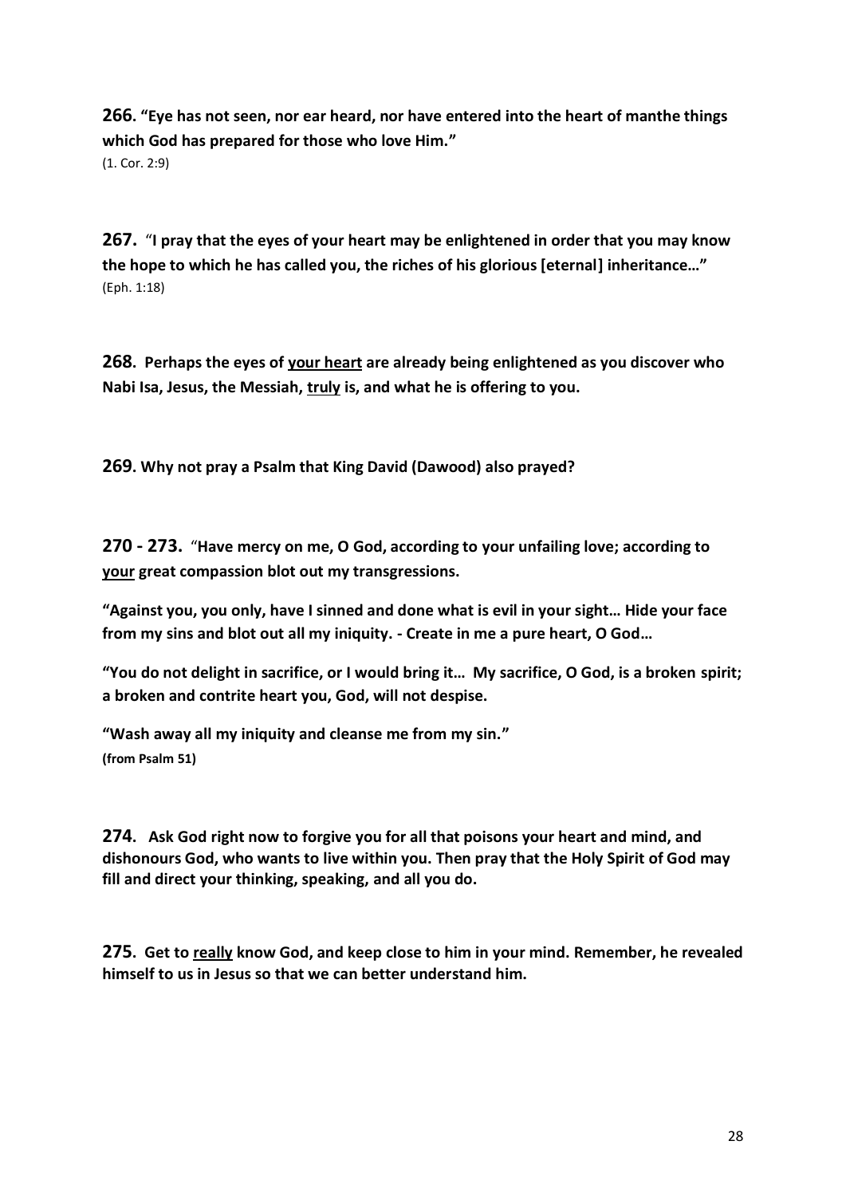**266. "Eye has not seen, nor ear heard, nor have entered into the heart of manthe things which God has prepared for those who love Him."**
(1. Cor. 2:9)

**267.** "**I pray that the eyes of your heart may be enlightened in order that you may know the hope to which he has called you, the riches of his glorious [eternal] inheritance…"**
(Eph. 1:18)

**268. Perhaps the eyes of <u>your heart</u> are already being enlightened as you discover who Nabi Isa, Jesus, the Messiah, <u>truly</u> is, and what he is offering to you.**

**269. Why not pray a Psalm that King David (Dawood) also prayed?**

**270 - 273.** "**Have mercy on me, O God, according to your unfailing love; according to <u>your</u> great compassion blot out my transgressions.**

**"Against you, you only, have I sinned and done what is evil in your sight… Hide your face from my sins and blot out all my iniquity. - Create in me a pure heart, O God…**

**"You do not delight in sacrifice, or I would bring it… My sacrifice, O God, is a broken spirit; a broken and contrite heart you, God, will not despise.**

**"Wash away all my iniquity and cleanse me from my sin."**
**(from Psalm 51)**

**274. Ask God right now to forgive you for all that poisons your heart and mind, and dishonours God, who wants to live within you. Then pray that the Holy Spirit of God may fill and direct your thinking, speaking, and all you do.**

**275. Get to <u>really</u> know God, and keep close to him in your mind. Remember, he revealed himself to us in Jesus so that we can better understand him.**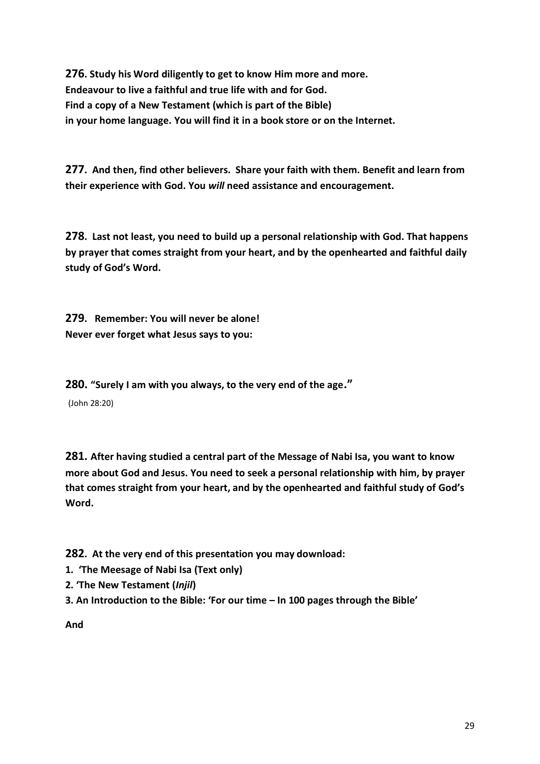**276. Study his Word diligently to get to know Him more and more.**
**Endeavour to live a faithful and true life with and for God.**
**Find a copy of a New Testament (which is part of the Bible)**
**in your home language. You will find it in a book store or on the Internet.**

**277. And then, find other believers. Share your faith with them. Benefit and learn from their experience with God. You *will* need assistance and encouragement.**

**278. Last not least, you need to build up a personal relationship with God. That happens by prayer that comes straight from your heart, and by the openhearted and faithful daily study of God's Word.**

**279. Remember: You will never be alone!**
**Never ever forget what Jesus says to you:**

**280. "Surely I am with you always, to the very end of the age."**
(John 28:20)

**281. After having studied a central part of the Message of Nabi Isa, you want to know more about God and Jesus. You need to seek a personal relationship with him, by prayer that comes straight from your heart, and by the openhearted and faithful study of God's Word.**

**282. At the very end of this presentation you may download:**

**1. 'The Meesage of Nabi Isa (Text only)**
**2. 'The New Testament (*Injil*)**
**3. An Introduction to the Bible: 'For our time – In 100 pages through the Bible'**

**And**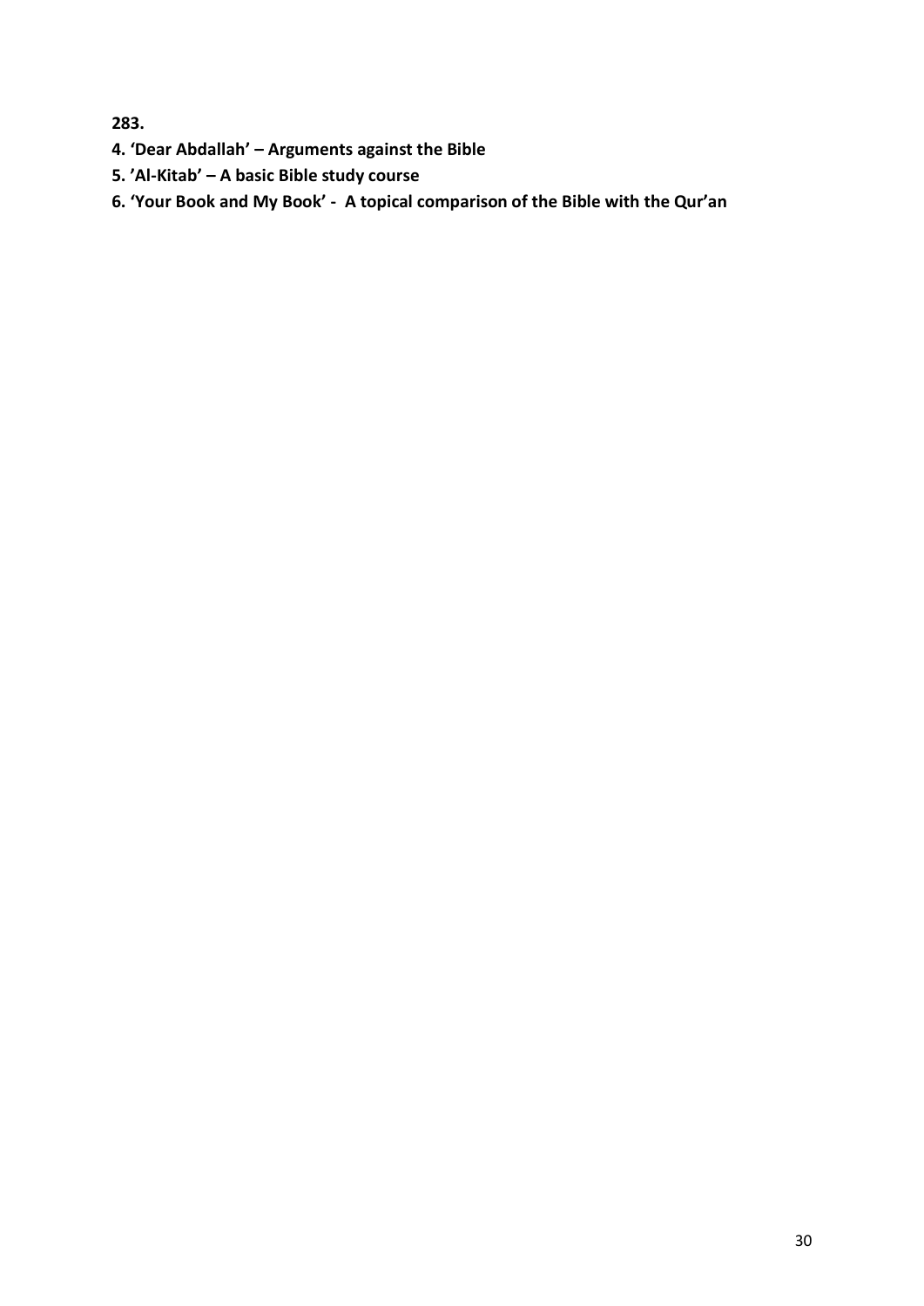**283.**

**4. 'Dear Abdallah' – Arguments against the Bible**

**5. 'Al-Kitab' – A basic Bible study course**

**6. 'Your Book and My Book' - A topical comparison of the Bible with the Qur'an**